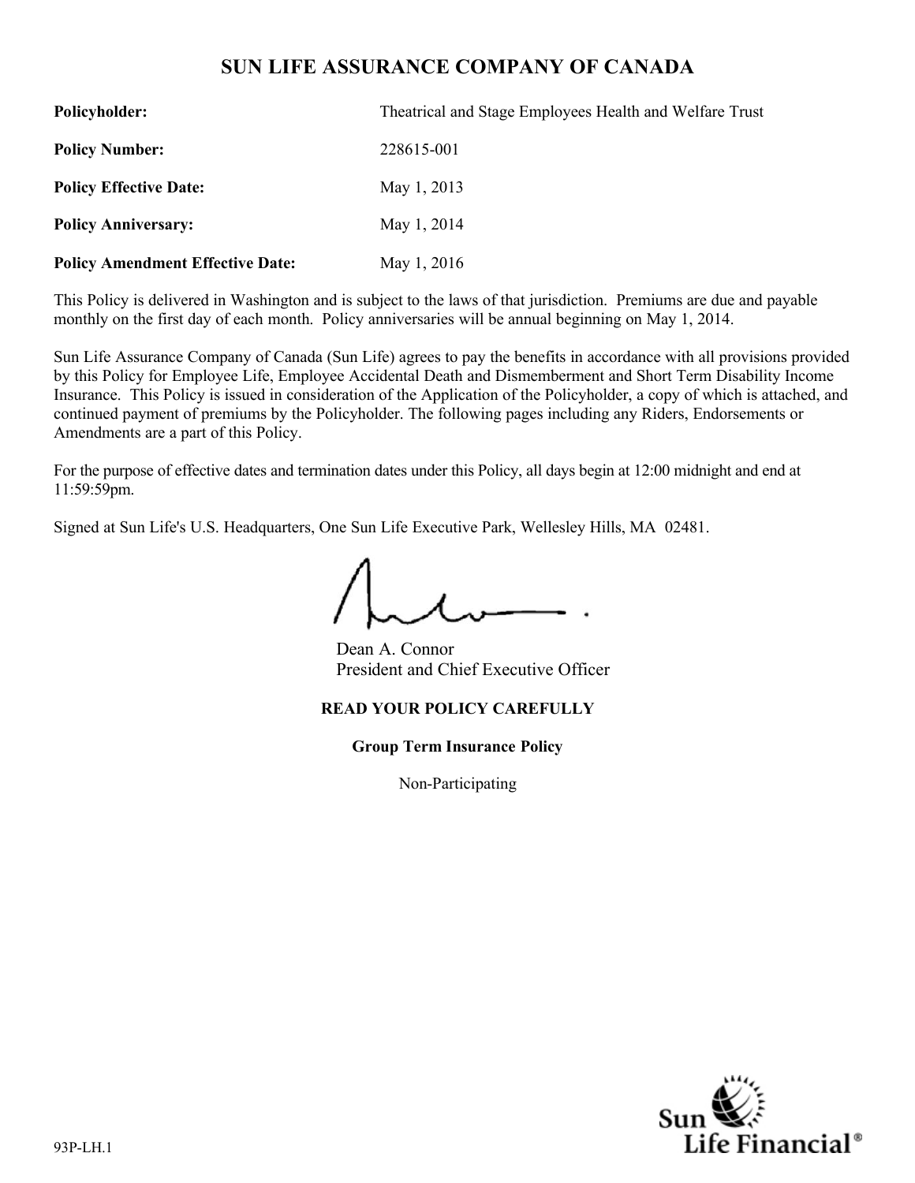# SUN LIFE ASSURANCE COMPANY OF CANADA

| | |
|---|---|
| **Policyholder:** | Theatrical and Stage Employees Health and Welfare Trust |
| **Policy Number:** | 228615-001 |
| **Policy Effective Date:** | May 1, 2013 |
| **Policy Anniversary:** | May 1, 2014 |
| **Policy Amendment Effective Date:** | May 1, 2016 |

This Policy is delivered in Washington and is subject to the laws of that jurisdiction. Premiums are due and payable monthly on the first day of each month. Policy anniversaries will be annual beginning on May 1, 2014.

Sun Life Assurance Company of Canada (Sun Life) agrees to pay the benefits in accordance with all provisions provided by this Policy for Employee Life, Employee Accidental Death and Dismemberment and Short Term Disability Income Insurance. This Policy is issued in consideration of the Application of the Policyholder, a copy of which is attached, and continued payment of premiums by the Policyholder. The following pages including any Riders, Endorsements or Amendments are a part of this Policy.

For the purpose of effective dates and termination dates under this Policy, all days begin at 12:00 midnight and end at 11:59:59pm.

Signed at Sun Life's U.S. Headquarters, One Sun Life Executive Park, Wellesley Hills, MA 02481.

Dean A. Connor
President and Chief Executive Officer

**READ YOUR POLICY CAREFULLY**

**Group Term Insurance Policy**

Non-Participating

93P-LH.1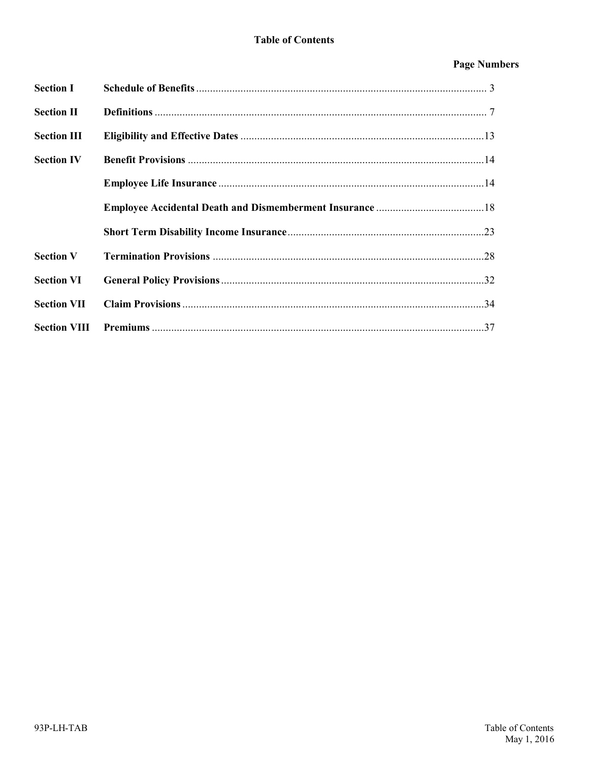# Table of Contents

| | | Page Numbers |
|---|---|---|
| **Section I** | **Schedule of Benefits** | 3 |
| **Section II** | **Definitions** | 7 |
| **Section III** | **Eligibility and Effective Dates** | 13 |
| **Section IV** | **Benefit Provisions** | 14 |
| | **Employee Life Insurance** | 14 |
| | **Employee Accidental Death and Dismemberment Insurance** | 18 |
| | **Short Term Disability Income Insurance** | 23 |
| **Section V** | **Termination Provisions** | 28 |
| **Section VI** | **General Policy Provisions** | 32 |
| **Section VII** | **Claim Provisions** | 34 |
| **Section VIII** | **Premiums** | 37 |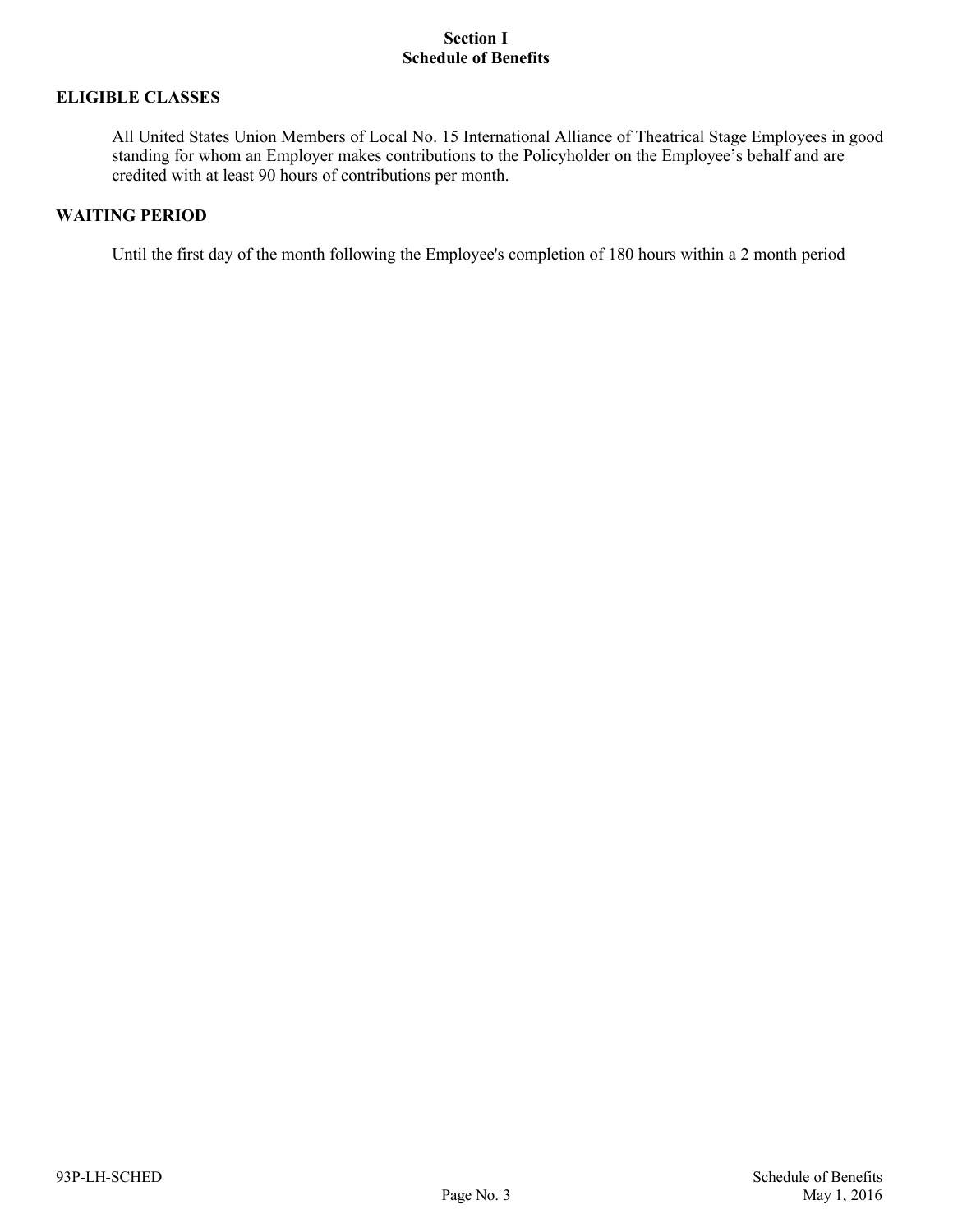# Section I
# Schedule of Benefits

## ELIGIBLE CLASSES

All United States Union Members of Local No. 15 International Alliance of Theatrical Stage Employees in good standing for whom an Employer makes contributions to the Policyholder on the Employee's behalf and are credited with at least 90 hours of contributions per month.

## WAITING PERIOD

Until the first day of the month following the Employee's completion of 180 hours within a 2 month period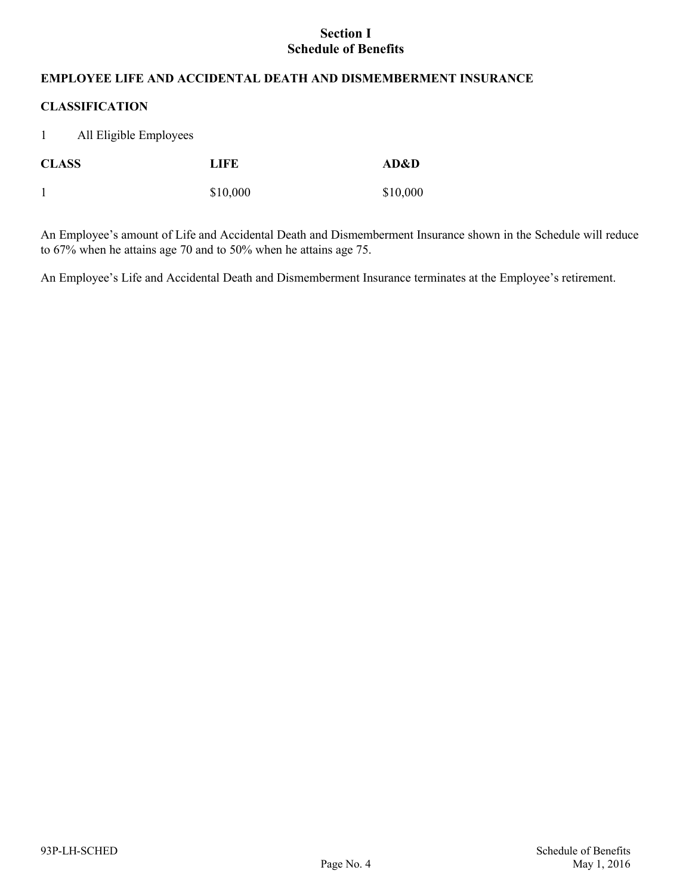# Section I
# Schedule of Benefits

**EMPLOYEE LIFE AND ACCIDENTAL DEATH AND DISMEMBERMENT INSURANCE**

**CLASSIFICATION**

1 All Eligible Employees

| CLASS | LIFE | AD&D |
|---|---|---|
| 1 | $10,000 | $10,000 |

An Employee's amount of Life and Accidental Death and Dismemberment Insurance shown in the Schedule will reduce to 67% when he attains age 70 and to 50% when he attains age 75.

An Employee's Life and Accidental Death and Dismemberment Insurance terminates at the Employee's retirement.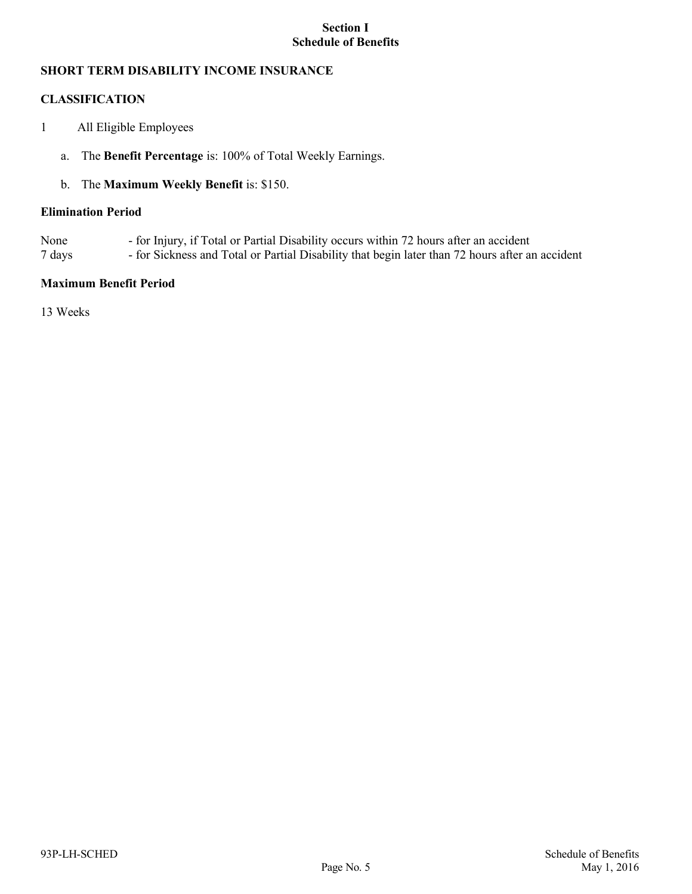# Section I
# Schedule of Benefits

## SHORT TERM DISABILITY INCOME INSURANCE

### CLASSIFICATION

1 All Eligible Employees

a. The **Benefit Percentage** is: 100% of Total Weekly Earnings.

b. The **Maximum Weekly Benefit** is: $150.

### Elimination Period

None - for Injury, if Total or Partial Disability occurs within 72 hours after an accident
7 days - for Sickness and Total or Partial Disability that begin later than 72 hours after an accident

### Maximum Benefit Period

13 Weeks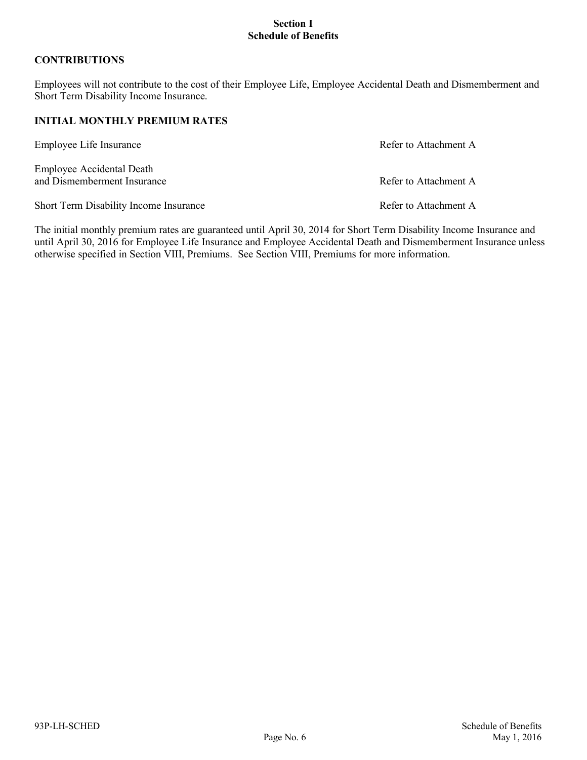# Section I
# Schedule of Benefits

## CONTRIBUTIONS

Employees will not contribute to the cost of their Employee Life, Employee Accidental Death and Dismemberment and Short Term Disability Income Insurance.

## INITIAL MONTHLY PREMIUM RATES

| | |
|---|---|
| Employee Life Insurance | Refer to Attachment A |
| Employee Accidental Death and Dismemberment Insurance | Refer to Attachment A |
| Short Term Disability Income Insurance | Refer to Attachment A |

The initial monthly premium rates are guaranteed until April 30, 2014 for Short Term Disability Income Insurance and until April 30, 2016 for Employee Life Insurance and Employee Accidental Death and Dismemberment Insurance unless otherwise specified in Section VIII, Premiums. See Section VIII, Premiums for more information.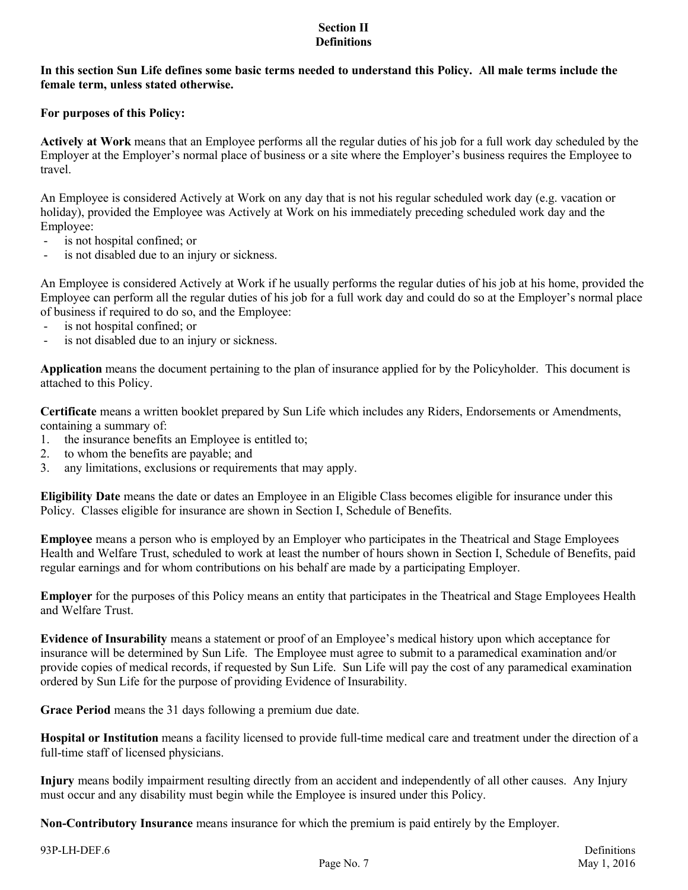## Section II
## Definitions

**In this section Sun Life defines some basic terms needed to understand this Policy. All male terms include the female term, unless stated otherwise.**

**For purposes of this Policy:**

**Actively at Work** means that an Employee performs all the regular duties of his job for a full work day scheduled by the Employer at the Employer's normal place of business or a site where the Employer's business requires the Employee to travel.

An Employee is considered Actively at Work on any day that is not his regular scheduled work day (e.g. vacation or holiday), provided the Employee was Actively at Work on his immediately preceding scheduled work day and the Employee:
- is not hospital confined; or
- is not disabled due to an injury or sickness.

An Employee is considered Actively at Work if he usually performs the regular duties of his job at his home, provided the Employee can perform all the regular duties of his job for a full work day and could do so at the Employer's normal place of business if required to do so, and the Employee:
- is not hospital confined; or
- is not disabled due to an injury or sickness.

**Application** means the document pertaining to the plan of insurance applied for by the Policyholder. This document is attached to this Policy.

**Certificate** means a written booklet prepared by Sun Life which includes any Riders, Endorsements or Amendments, containing a summary of:
1. the insurance benefits an Employee is entitled to;
2. to whom the benefits are payable; and
3. any limitations, exclusions or requirements that may apply.

**Eligibility Date** means the date or dates an Employee in an Eligible Class becomes eligible for insurance under this Policy. Classes eligible for insurance are shown in Section I, Schedule of Benefits.

**Employee** means a person who is employed by an Employer who participates in the Theatrical and Stage Employees Health and Welfare Trust, scheduled to work at least the number of hours shown in Section I, Schedule of Benefits, paid regular earnings and for whom contributions on his behalf are made by a participating Employer.

**Employer** for the purposes of this Policy means an entity that participates in the Theatrical and Stage Employees Health and Welfare Trust.

**Evidence of Insurability** means a statement or proof of an Employee's medical history upon which acceptance for insurance will be determined by Sun Life. The Employee must agree to submit to a paramedical examination and/or provide copies of medical records, if requested by Sun Life. Sun Life will pay the cost of any paramedical examination ordered by Sun Life for the purpose of providing Evidence of Insurability.

**Grace Period** means the 31 days following a premium due date.

**Hospital or Institution** means a facility licensed to provide full-time medical care and treatment under the direction of a full-time staff of licensed physicians.

**Injury** means bodily impairment resulting directly from an accident and independently of all other causes. Any Injury must occur and any disability must begin while the Employee is insured under this Policy.

**Non-Contributory Insurance** means insurance for which the premium is paid entirely by the Employer.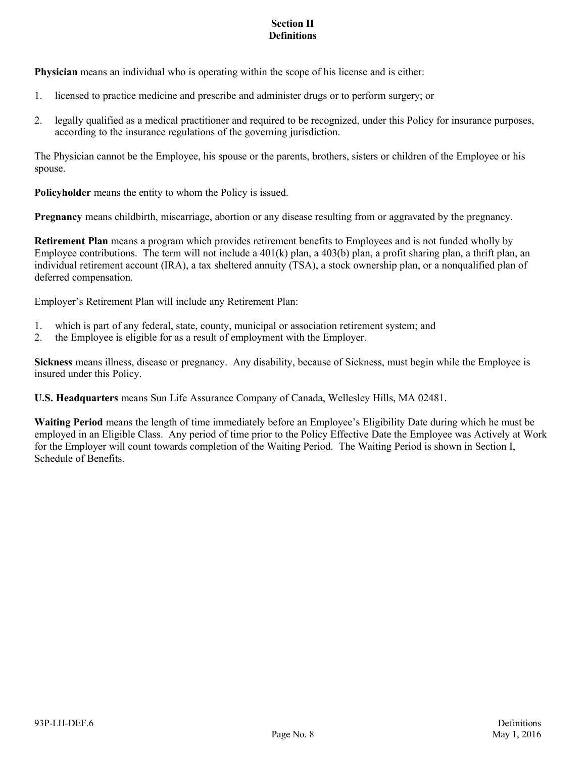## Section II
## Definitions

**Physician** means an individual who is operating within the scope of his license and is either:

1. licensed to practice medicine and prescribe and administer drugs or to perform surgery; or
2. legally qualified as a medical practitioner and required to be recognized, under this Policy for insurance purposes, according to the insurance regulations of the governing jurisdiction.

The Physician cannot be the Employee, his spouse or the parents, brothers, sisters or children of the Employee or his spouse.

**Policyholder** means the entity to whom the Policy is issued.

**Pregnancy** means childbirth, miscarriage, abortion or any disease resulting from or aggravated by the pregnancy.

**Retirement Plan** means a program which provides retirement benefits to Employees and is not funded wholly by Employee contributions. The term will not include a 401(k) plan, a 403(b) plan, a profit sharing plan, a thrift plan, an individual retirement account (IRA), a tax sheltered annuity (TSA), a stock ownership plan, or a nonqualified plan of deferred compensation.

Employer's Retirement Plan will include any Retirement Plan:

1. which is part of any federal, state, county, municipal or association retirement system; and
2. the Employee is eligible for as a result of employment with the Employer.

**Sickness** means illness, disease or pregnancy. Any disability, because of Sickness, must begin while the Employee is insured under this Policy.

**U.S. Headquarters** means Sun Life Assurance Company of Canada, Wellesley Hills, MA 02481.

**Waiting Period** means the length of time immediately before an Employee's Eligibility Date during which he must be employed in an Eligible Class. Any period of time prior to the Policy Effective Date the Employee was Actively at Work for the Employer will count towards completion of the Waiting Period. The Waiting Period is shown in Section I, Schedule of Benefits.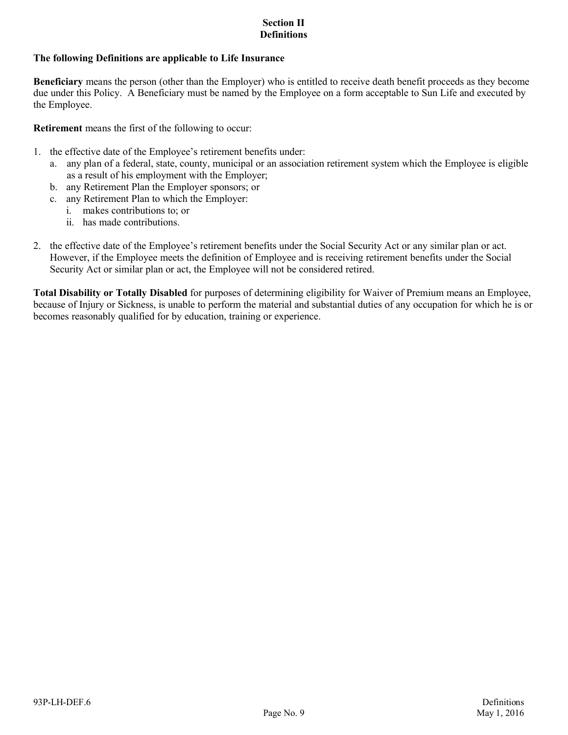## Section II
## Definitions

**The following Definitions are applicable to Life Insurance**

**Beneficiary** means the person (other than the Employer) who is entitled to receive death benefit proceeds as they become due under this Policy. A Beneficiary must be named by the Employee on a form acceptable to Sun Life and executed by the Employee.

**Retirement** means the first of the following to occur:

1. the effective date of the Employee's retirement benefits under:
   a. any plan of a federal, state, county, municipal or an association retirement system which the Employee is eligible as a result of his employment with the Employer;
   b. any Retirement Plan the Employer sponsors; or
   c. any Retirement Plan to which the Employer:
      i. makes contributions to; or
      ii. has made contributions.

2. the effective date of the Employee's retirement benefits under the Social Security Act or any similar plan or act. However, if the Employee meets the definition of Employee and is receiving retirement benefits under the Social Security Act or similar plan or act, the Employee will not be considered retired.

**Total Disability or Totally Disabled** for purposes of determining eligibility for Waiver of Premium means an Employee, because of Injury or Sickness, is unable to perform the material and substantial duties of any occupation for which he is or becomes reasonably qualified for by education, training or experience.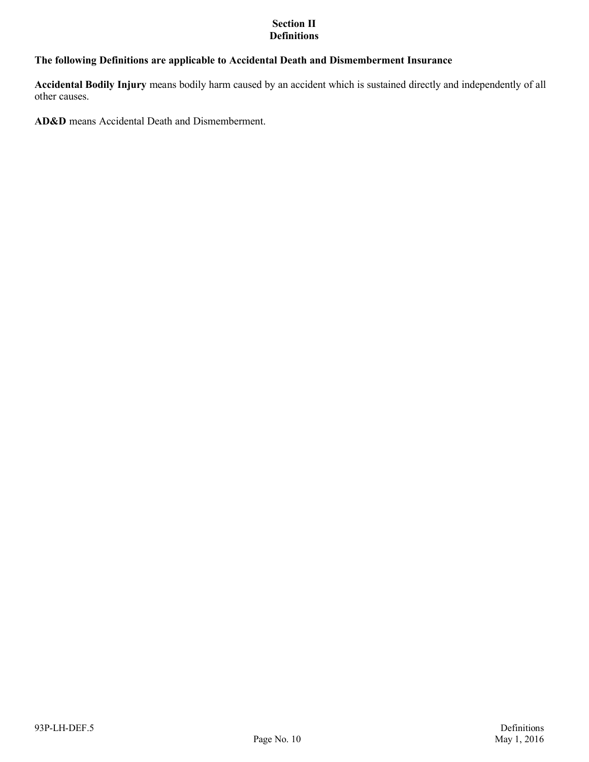# Section II
# Definitions

**The following Definitions are applicable to Accidental Death and Dismemberment Insurance**

**Accidental Bodily Injury** means bodily harm caused by an accident which is sustained directly and independently of all other causes.

**AD&D** means Accidental Death and Dismemberment.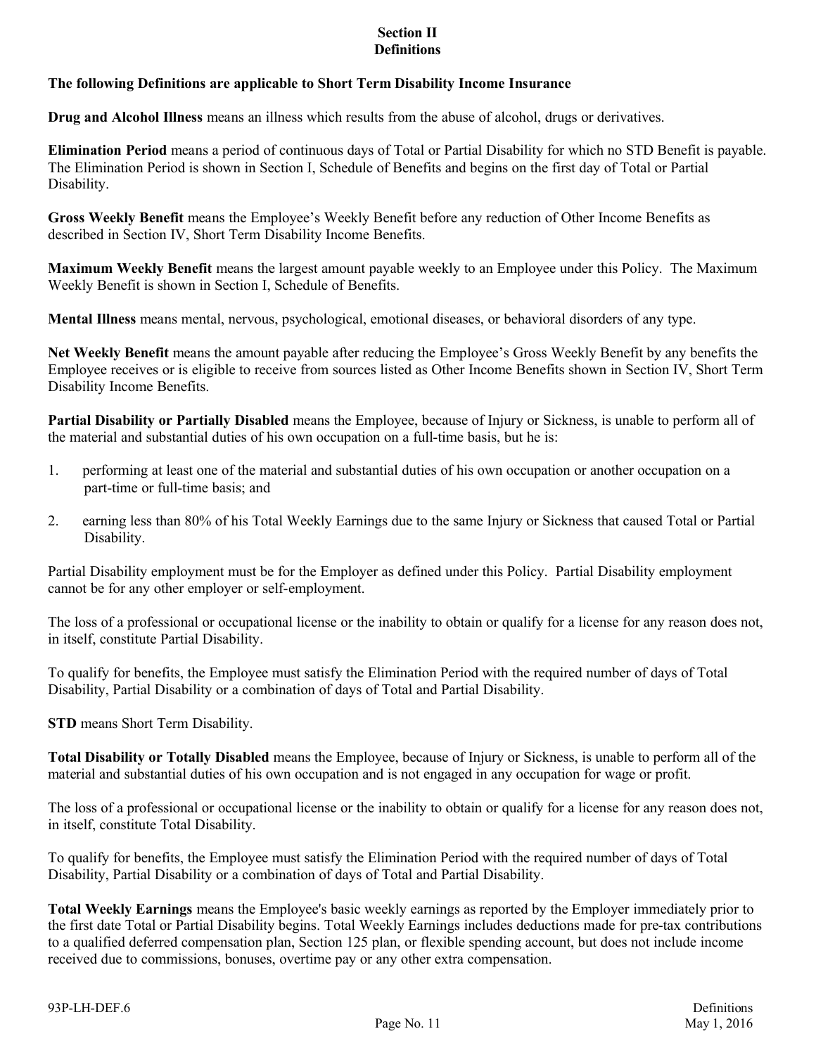# Section II
# Definitions

**The following Definitions are applicable to Short Term Disability Income Insurance**

**Drug and Alcohol Illness** means an illness which results from the abuse of alcohol, drugs or derivatives.

**Elimination Period** means a period of continuous days of Total or Partial Disability for which no STD Benefit is payable. The Elimination Period is shown in Section I, Schedule of Benefits and begins on the first day of Total or Partial Disability.

**Gross Weekly Benefit** means the Employee's Weekly Benefit before any reduction of Other Income Benefits as described in Section IV, Short Term Disability Income Benefits.

**Maximum Weekly Benefit** means the largest amount payable weekly to an Employee under this Policy. The Maximum Weekly Benefit is shown in Section I, Schedule of Benefits.

**Mental Illness** means mental, nervous, psychological, emotional diseases, or behavioral disorders of any type.

**Net Weekly Benefit** means the amount payable after reducing the Employee's Gross Weekly Benefit by any benefits the Employee receives or is eligible to receive from sources listed as Other Income Benefits shown in Section IV, Short Term Disability Income Benefits.

**Partial Disability or Partially Disabled** means the Employee, because of Injury or Sickness, is unable to perform all of the material and substantial duties of his own occupation on a full-time basis, but he is:

1. performing at least one of the material and substantial duties of his own occupation or another occupation on a part-time or full-time basis; and
2. earning less than 80% of his Total Weekly Earnings due to the same Injury or Sickness that caused Total or Partial Disability.

Partial Disability employment must be for the Employer as defined under this Policy. Partial Disability employment cannot be for any other employer or self-employment.

The loss of a professional or occupational license or the inability to obtain or qualify for a license for any reason does not, in itself, constitute Partial Disability.

To qualify for benefits, the Employee must satisfy the Elimination Period with the required number of days of Total Disability, Partial Disability or a combination of days of Total and Partial Disability.

**STD** means Short Term Disability.

**Total Disability or Totally Disabled** means the Employee, because of Injury or Sickness, is unable to perform all of the material and substantial duties of his own occupation and is not engaged in any occupation for wage or profit.

The loss of a professional or occupational license or the inability to obtain or qualify for a license for any reason does not, in itself, constitute Total Disability.

To qualify for benefits, the Employee must satisfy the Elimination Period with the required number of days of Total Disability, Partial Disability or a combination of days of Total and Partial Disability.

**Total Weekly Earnings** means the Employee's basic weekly earnings as reported by the Employer immediately prior to the first date Total or Partial Disability begins. Total Weekly Earnings includes deductions made for pre-tax contributions to a qualified deferred compensation plan, Section 125 plan, or flexible spending account, but does not include income received due to commissions, bonuses, overtime pay or any other extra compensation.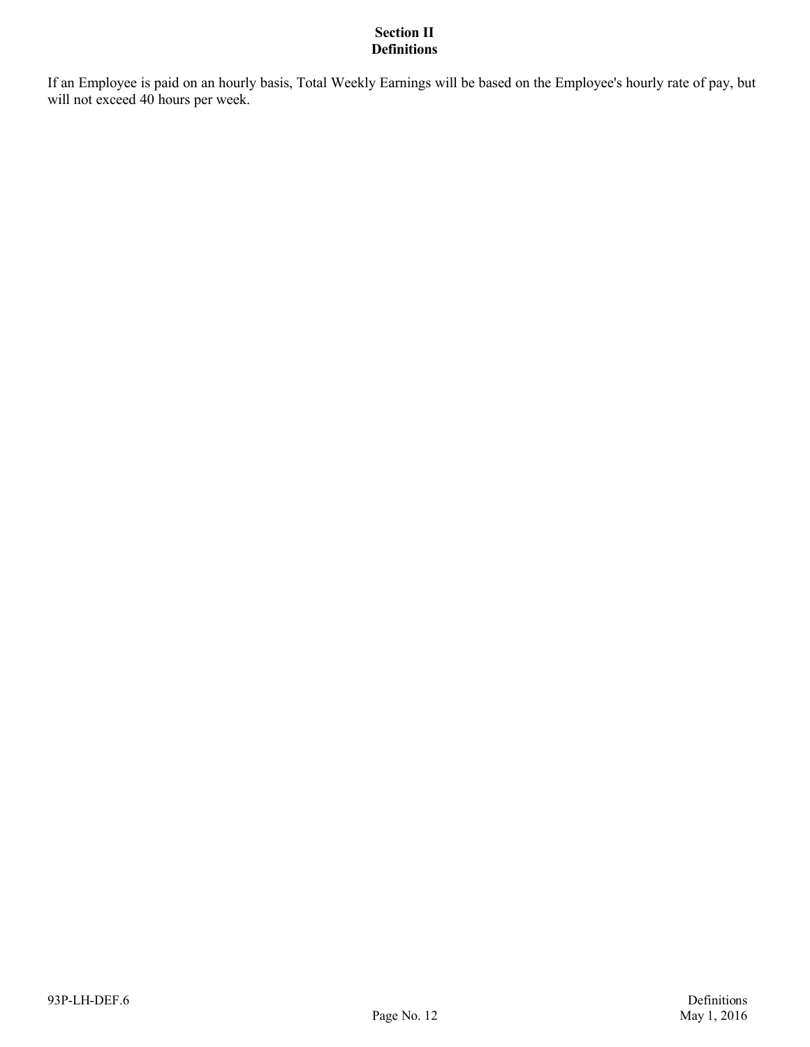# Section II
# Definitions

If an Employee is paid on an hourly basis, Total Weekly Earnings will be based on the Employee's hourly rate of pay, but will not exceed 40 hours per week.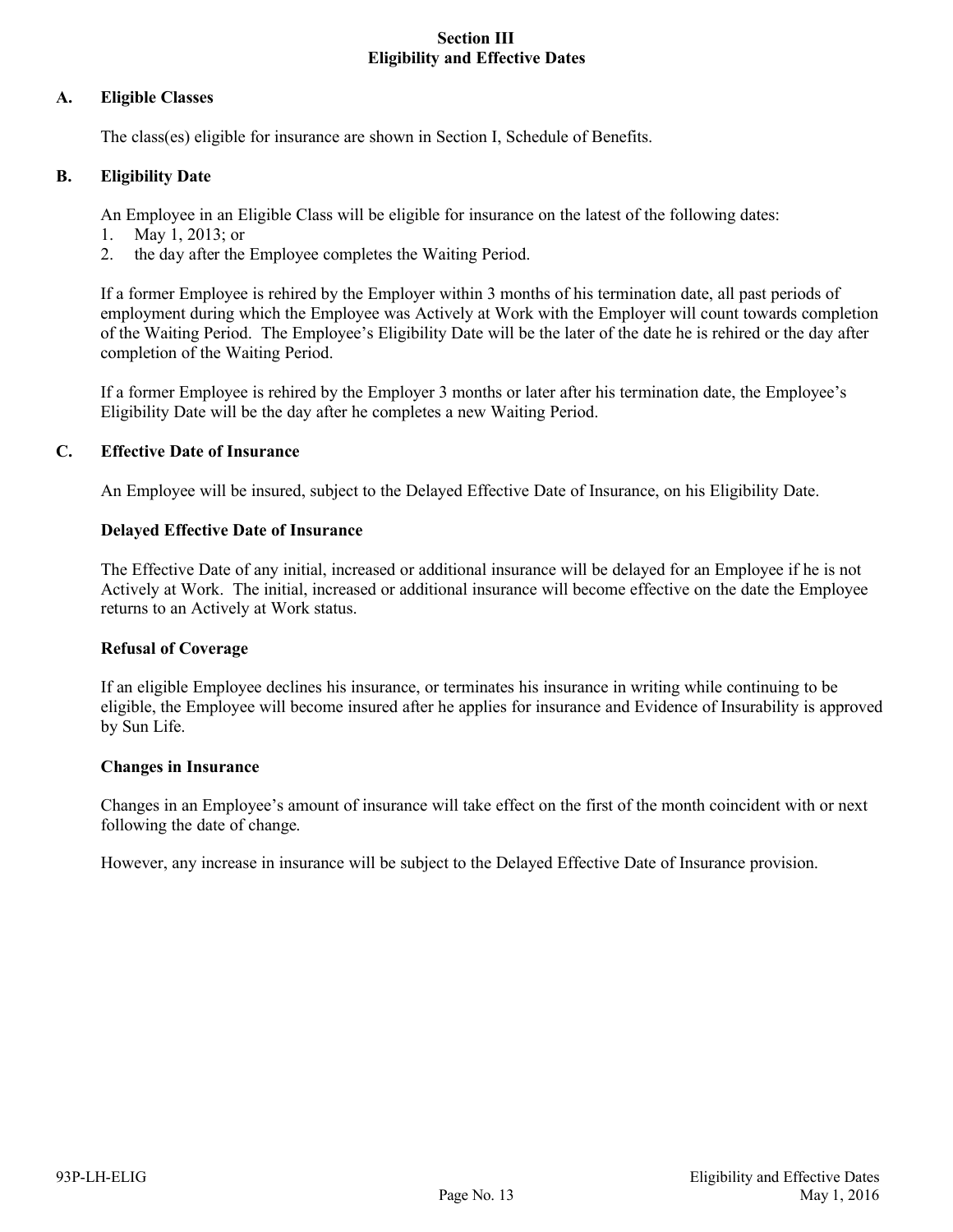# Section III
# Eligibility and Effective Dates

## A. Eligible Classes

The class(es) eligible for insurance are shown in Section I, Schedule of Benefits.

## B. Eligibility Date

An Employee in an Eligible Class will be eligible for insurance on the latest of the following dates:

1. May 1, 2013; or
2. the day after the Employee completes the Waiting Period.

If a former Employee is rehired by the Employer within 3 months of his termination date, all past periods of employment during which the Employee was Actively at Work with the Employer will count towards completion of the Waiting Period. The Employee's Eligibility Date will be the later of the date he is rehired or the day after completion of the Waiting Period.

If a former Employee is rehired by the Employer 3 months or later after his termination date, the Employee's Eligibility Date will be the day after he completes a new Waiting Period.

## C. Effective Date of Insurance

An Employee will be insured, subject to the Delayed Effective Date of Insurance, on his Eligibility Date.

### Delayed Effective Date of Insurance

The Effective Date of any initial, increased or additional insurance will be delayed for an Employee if he is not Actively at Work. The initial, increased or additional insurance will become effective on the date the Employee returns to an Actively at Work status.

### Refusal of Coverage

If an eligible Employee declines his insurance, or terminates his insurance in writing while continuing to be eligible, the Employee will become insured after he applies for insurance and Evidence of Insurability is approved by Sun Life.

### Changes in Insurance

Changes in an Employee's amount of insurance will take effect on the first of the month coincident with or next following the date of change.

However, any increase in insurance will be subject to the Delayed Effective Date of Insurance provision.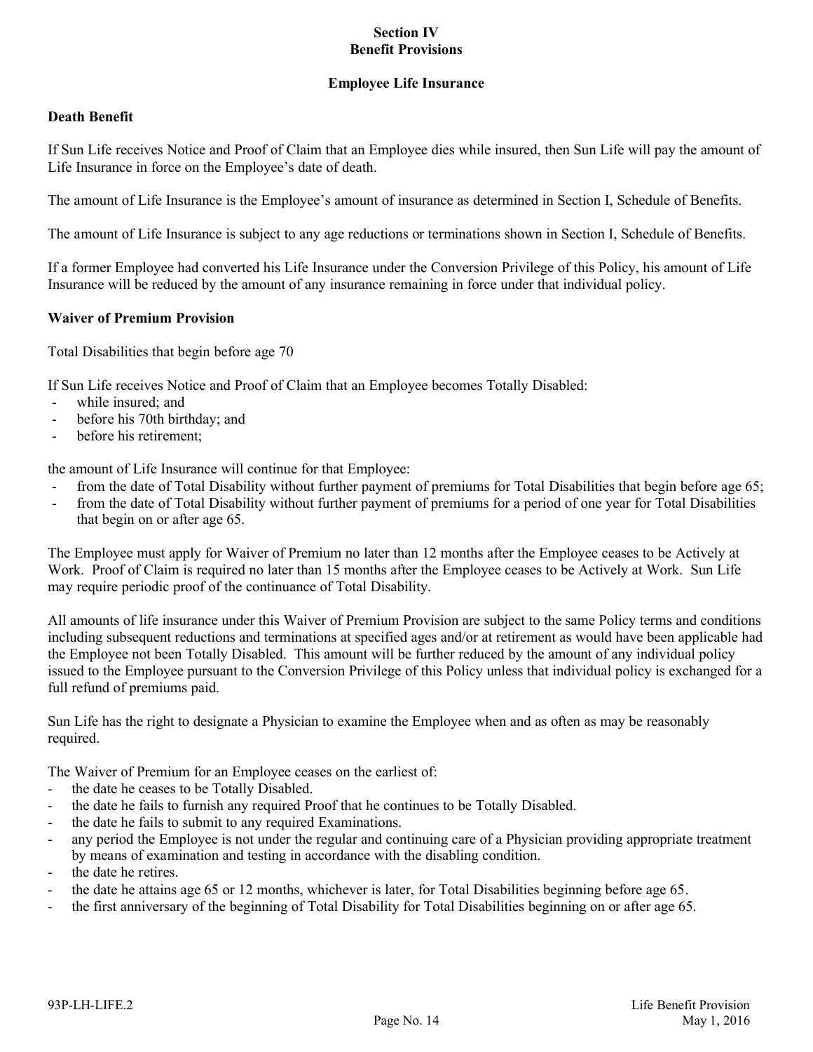# Section IV
# Benefit Provisions

## Employee Life Insurance

### Death Benefit

If Sun Life receives Notice and Proof of Claim that an Employee dies while insured, then Sun Life will pay the amount of Life Insurance in force on the Employee's date of death.

The amount of Life Insurance is the Employee's amount of insurance as determined in Section I, Schedule of Benefits.

The amount of Life Insurance is subject to any age reductions or terminations shown in Section I, Schedule of Benefits.

If a former Employee had converted his Life Insurance under the Conversion Privilege of this Policy, his amount of Life Insurance will be reduced by the amount of any insurance remaining in force under that individual policy.

### Waiver of Premium Provision

Total Disabilities that begin before age 70

If Sun Life receives Notice and Proof of Claim that an Employee becomes Totally Disabled:

- while insured; and
- before his 70th birthday; and
- before his retirement;

the amount of Life Insurance will continue for that Employee:

- from the date of Total Disability without further payment of premiums for Total Disabilities that begin before age 65;
- from the date of Total Disability without further payment of premiums for a period of one year for Total Disabilities that begin on or after age 65.

The Employee must apply for Waiver of Premium no later than 12 months after the Employee ceases to be Actively at Work. Proof of Claim is required no later than 15 months after the Employee ceases to be Actively at Work. Sun Life may require periodic proof of the continuance of Total Disability.

All amounts of life insurance under this Waiver of Premium Provision are subject to the same Policy terms and conditions including subsequent reductions and terminations at specified ages and/or at retirement as would have been applicable had the Employee not been Totally Disabled. This amount will be further reduced by the amount of any individual policy issued to the Employee pursuant to the Conversion Privilege of this Policy unless that individual policy is exchanged for a full refund of premiums paid.

Sun Life has the right to designate a Physician to examine the Employee when and as often as may be reasonably required.

The Waiver of Premium for an Employee ceases on the earliest of:

- the date he ceases to be Totally Disabled.
- the date he fails to furnish any required Proof that he continues to be Totally Disabled.
- the date he fails to submit to any required Examinations.
- any period the Employee is not under the regular and continuing care of a Physician providing appropriate treatment by means of examination and testing in accordance with the disabling condition.
- the date he retires.
- the date he attains age 65 or 12 months, whichever is later, for Total Disabilities beginning before age 65.
- the first anniversary of the beginning of Total Disability for Total Disabilities beginning on or after age 65.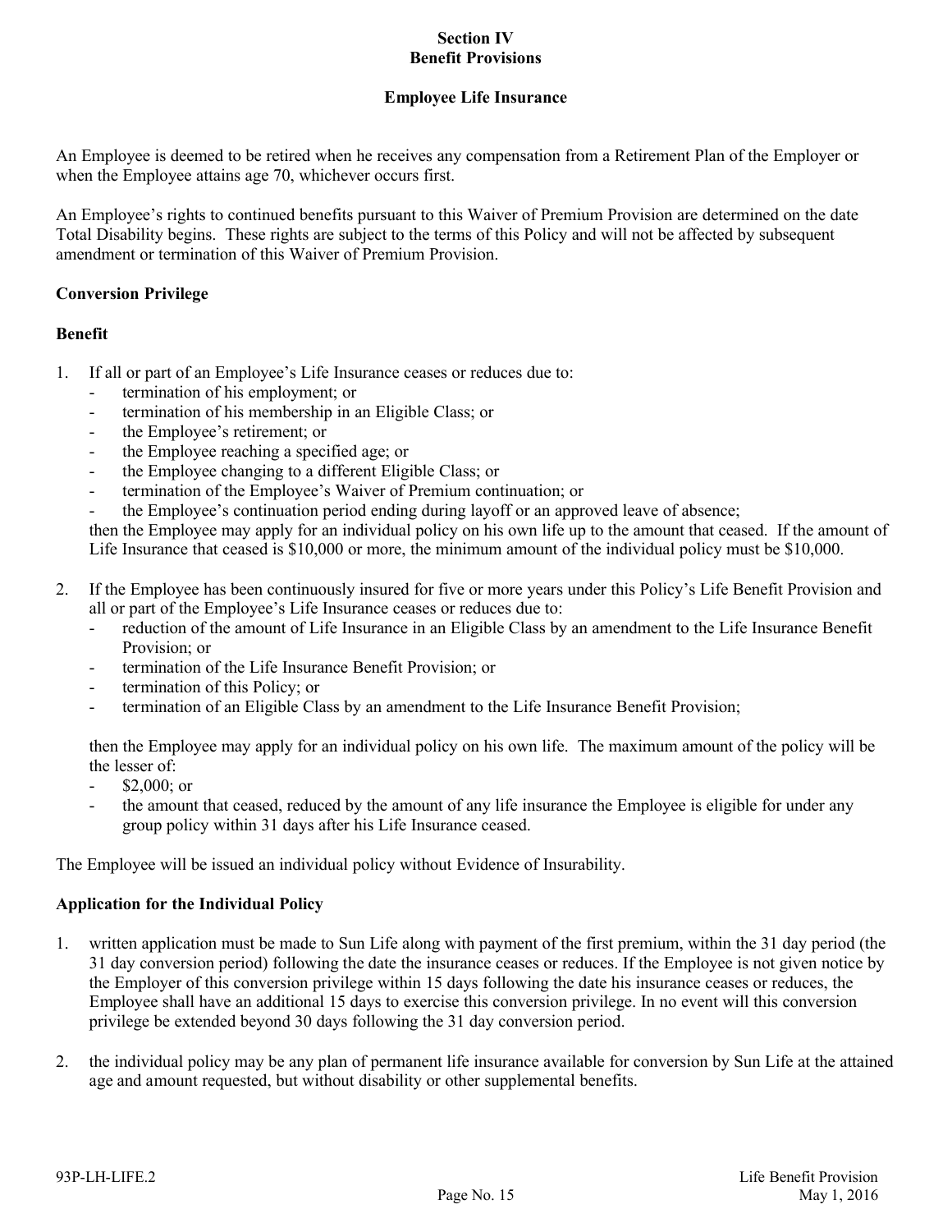# Section IV
# Benefit Provisions

## Employee Life Insurance

An Employee is deemed to be retired when he receives any compensation from a Retirement Plan of the Employer or when the Employee attains age 70, whichever occurs first.

An Employee's rights to continued benefits pursuant to this Waiver of Premium Provision are determined on the date Total Disability begins. These rights are subject to the terms of this Policy and will not be affected by subsequent amendment or termination of this Waiver of Premium Provision.

### Conversion Privilege

### Benefit

1. If all or part of an Employee's Life Insurance ceases or reduces due to:
   - termination of his employment; or
   - termination of his membership in an Eligible Class; or
   - the Employee's retirement; or
   - the Employee reaching a specified age; or
   - the Employee changing to a different Eligible Class; or
   - termination of the Employee's Waiver of Premium continuation; or
   - the Employee's continuation period ending during layoff or an approved leave of absence;

   then the Employee may apply for an individual policy on his own life up to the amount that ceased. If the amount of Life Insurance that ceased is $10,000 or more, the minimum amount of the individual policy must be $10,000.

2. If the Employee has been continuously insured for five or more years under this Policy's Life Benefit Provision and all or part of the Employee's Life Insurance ceases or reduces due to:
   - reduction of the amount of Life Insurance in an Eligible Class by an amendment to the Life Insurance Benefit Provision; or
   - termination of the Life Insurance Benefit Provision; or
   - termination of this Policy; or
   - termination of an Eligible Class by an amendment to the Life Insurance Benefit Provision;

   then the Employee may apply for an individual policy on his own life. The maximum amount of the policy will be the lesser of:
   - $2,000; or
   - the amount that ceased, reduced by the amount of any life insurance the Employee is eligible for under any group policy within 31 days after his Life Insurance ceased.

The Employee will be issued an individual policy without Evidence of Insurability.

### Application for the Individual Policy

1. written application must be made to Sun Life along with payment of the first premium, within the 31 day period (the 31 day conversion period) following the date the insurance ceases or reduces. If the Employee is not given notice by the Employer of this conversion privilege within 15 days following the date his insurance ceases or reduces, the Employee shall have an additional 15 days to exercise this conversion privilege. In no event will this conversion privilege be extended beyond 30 days following the 31 day conversion period.

2. the individual policy may be any plan of permanent life insurance available for conversion by Sun Life at the attained age and amount requested, but without disability or other supplemental benefits.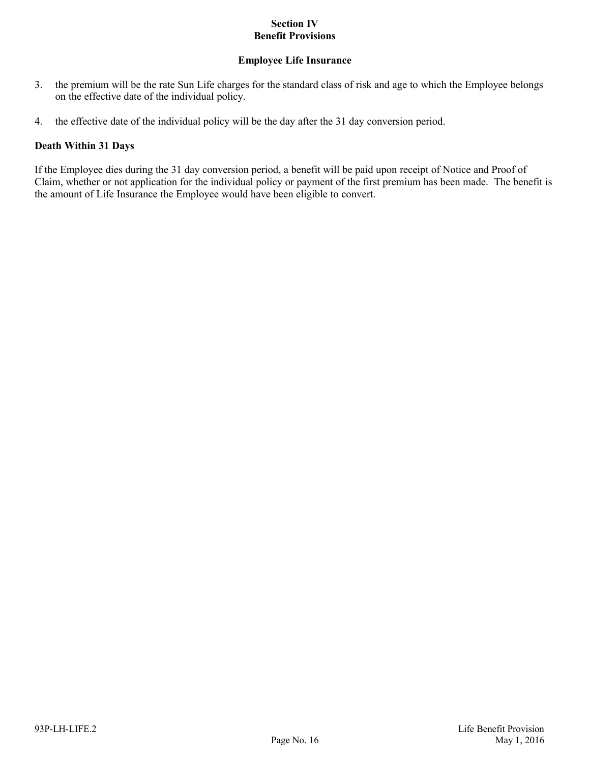3. the premium will be the rate Sun Life charges for the standard class of risk and age to which the Employee belongs on the effective date of the individual policy.

4. the effective date of the individual policy will be the day after the 31 day conversion period.

**Death Within 31 Days**

If the Employee dies during the 31 day conversion period, a benefit will be paid upon receipt of Notice and Proof of Claim, whether or not application for the individual policy or payment of the first premium has been made. The benefit is the amount of Life Insurance the Employee would have been eligible to convert.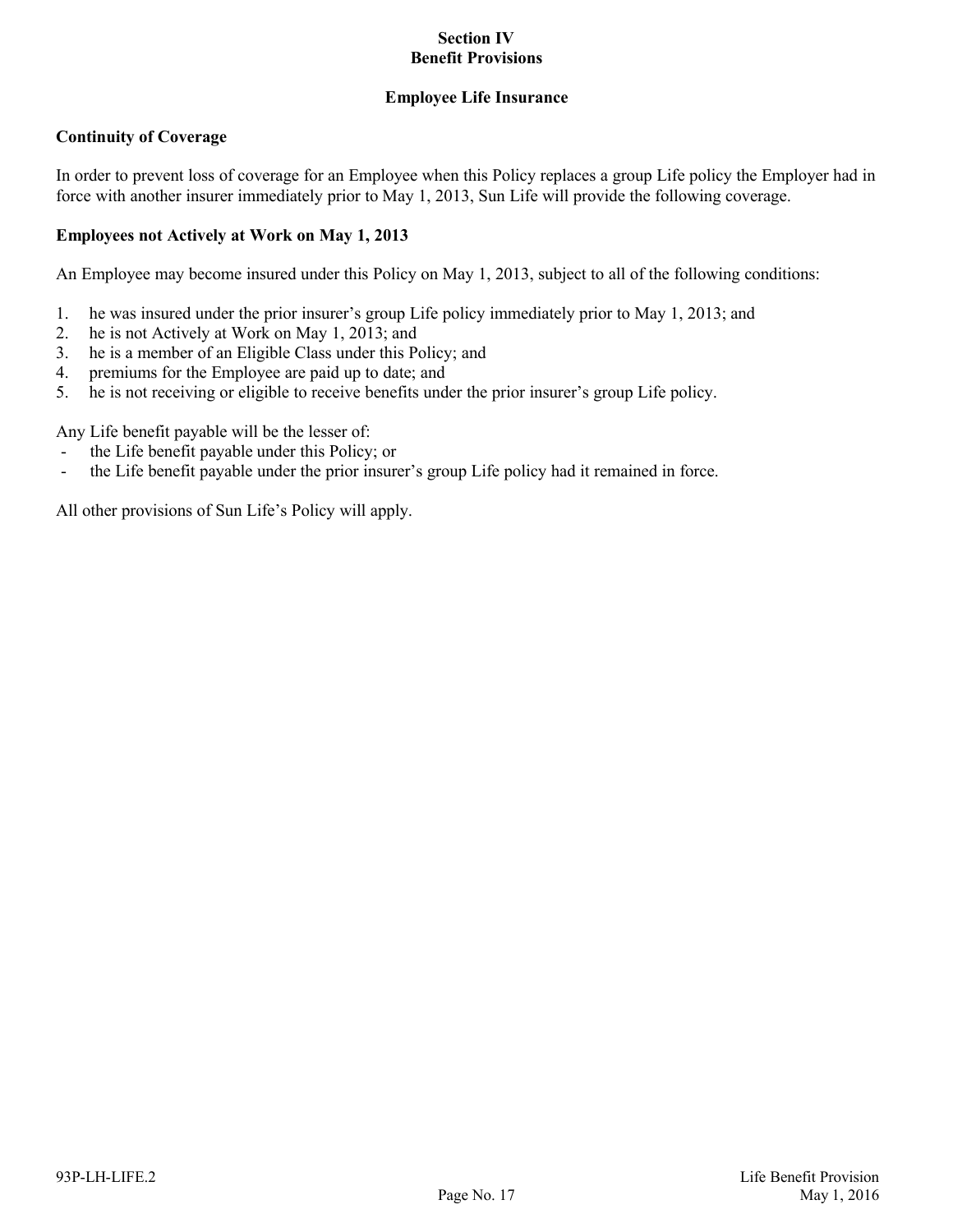# Section IV
# Benefit Provisions

## Employee Life Insurance

**Continuity of Coverage**

In order to prevent loss of coverage for an Employee when this Policy replaces a group Life policy the Employer had in force with another insurer immediately prior to May 1, 2013, Sun Life will provide the following coverage.

**Employees not Actively at Work on May 1, 2013**

An Employee may become insured under this Policy on May 1, 2013, subject to all of the following conditions:

1. he was insured under the prior insurer's group Life policy immediately prior to May 1, 2013; and
2. he is not Actively at Work on May 1, 2013; and
3. he is a member of an Eligible Class under this Policy; and
4. premiums for the Employee are paid up to date; and
5. he is not receiving or eligible to receive benefits under the prior insurer's group Life policy.

Any Life benefit payable will be the lesser of:

- the Life benefit payable under this Policy; or
- the Life benefit payable under the prior insurer's group Life policy had it remained in force.

All other provisions of Sun Life's Policy will apply.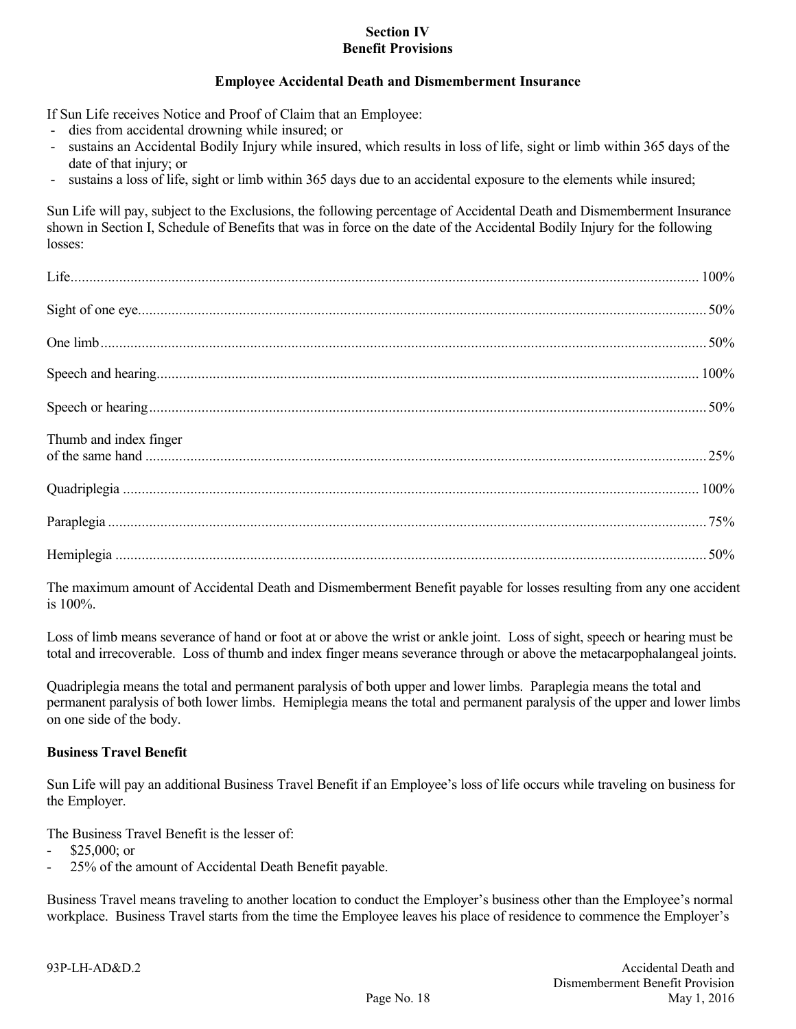## Section IV
## Benefit Provisions

### Employee Accidental Death and Dismemberment Insurance

If Sun Life receives Notice and Proof of Claim that an Employee:

- dies from accidental drowning while insured; or
- sustains an Accidental Bodily Injury while insured, which results in loss of life, sight or limb within 365 days of the date of that injury; or
- sustains a loss of life, sight or limb within 365 days due to an accidental exposure to the elements while insured;

Sun Life will pay, subject to the Exclusions, the following percentage of Accidental Death and Dismemberment Insurance shown in Section I, Schedule of Benefits that was in force on the date of the Accidental Bodily Injury for the following losses:

| Loss | Percentage |
|---|---|
| Life | 100% |
| Sight of one eye | 50% |
| One limb | 50% |
| Speech and hearing | 100% |
| Speech or hearing | 50% |
| Thumb and index finger of the same hand | 25% |
| Quadriplegia | 100% |
| Paraplegia | 75% |
| Hemiplegia | 50% |

The maximum amount of Accidental Death and Dismemberment Benefit payable for losses resulting from any one accident is 100%.

Loss of limb means severance of hand or foot at or above the wrist or ankle joint. Loss of sight, speech or hearing must be total and irrecoverable. Loss of thumb and index finger means severance through or above the metacarpophalangeal joints.

Quadriplegia means the total and permanent paralysis of both upper and lower limbs. Paraplegia means the total and permanent paralysis of both lower limbs. Hemiplegia means the total and permanent paralysis of the upper and lower limbs on one side of the body.

**Business Travel Benefit**

Sun Life will pay an additional Business Travel Benefit if an Employee's loss of life occurs while traveling on business for the Employer.

The Business Travel Benefit is the lesser of:

- $25,000; or
- 25% of the amount of Accidental Death Benefit payable.

Business Travel means traveling to another location to conduct the Employer's business other than the Employee's normal workplace. Business Travel starts from the time the Employee leaves his place of residence to commence the Employer's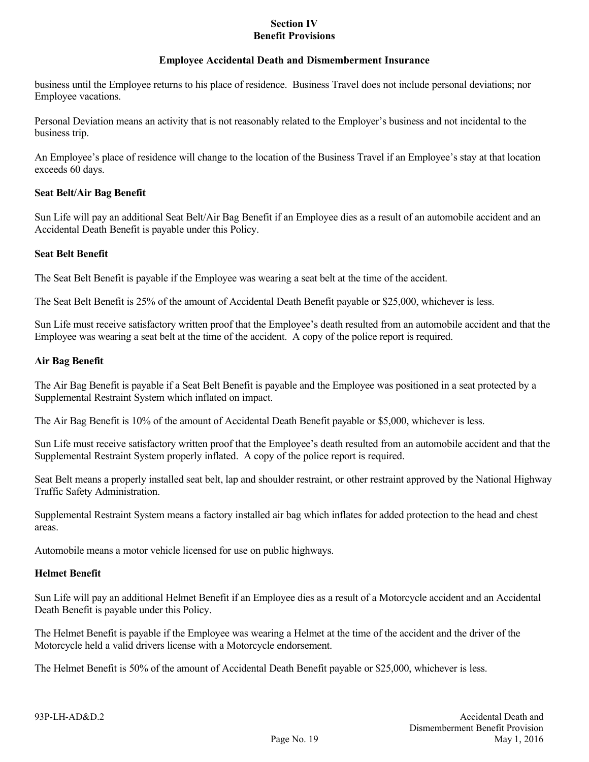business until the Employee returns to his place of residence. Business Travel does not include personal deviations; nor Employee vacations.

Personal Deviation means an activity that is not reasonably related to the Employer's business and not incidental to the business trip.

An Employee's place of residence will change to the location of the Business Travel if an Employee's stay at that location exceeds 60 days.

**Seat Belt/Air Bag Benefit**

Sun Life will pay an additional Seat Belt/Air Bag Benefit if an Employee dies as a result of an automobile accident and an Accidental Death Benefit is payable under this Policy.

**Seat Belt Benefit**

The Seat Belt Benefit is payable if the Employee was wearing a seat belt at the time of the accident.

The Seat Belt Benefit is 25% of the amount of Accidental Death Benefit payable or $25,000, whichever is less.

Sun Life must receive satisfactory written proof that the Employee's death resulted from an automobile accident and that the Employee was wearing a seat belt at the time of the accident. A copy of the police report is required.

**Air Bag Benefit**

The Air Bag Benefit is payable if a Seat Belt Benefit is payable and the Employee was positioned in a seat protected by a Supplemental Restraint System which inflated on impact.

The Air Bag Benefit is 10% of the amount of Accidental Death Benefit payable or $5,000, whichever is less.

Sun Life must receive satisfactory written proof that the Employee's death resulted from an automobile accident and that the Supplemental Restraint System properly inflated. A copy of the police report is required.

Seat Belt means a properly installed seat belt, lap and shoulder restraint, or other restraint approved by the National Highway Traffic Safety Administration.

Supplemental Restraint System means a factory installed air bag which inflates for added protection to the head and chest areas.

Automobile means a motor vehicle licensed for use on public highways.

**Helmet Benefit**

Sun Life will pay an additional Helmet Benefit if an Employee dies as a result of a Motorcycle accident and an Accidental Death Benefit is payable under this Policy.

The Helmet Benefit is payable if the Employee was wearing a Helmet at the time of the accident and the driver of the Motorcycle held a valid drivers license with a Motorcycle endorsement.

The Helmet Benefit is 50% of the amount of Accidental Death Benefit payable or $25,000, whichever is less.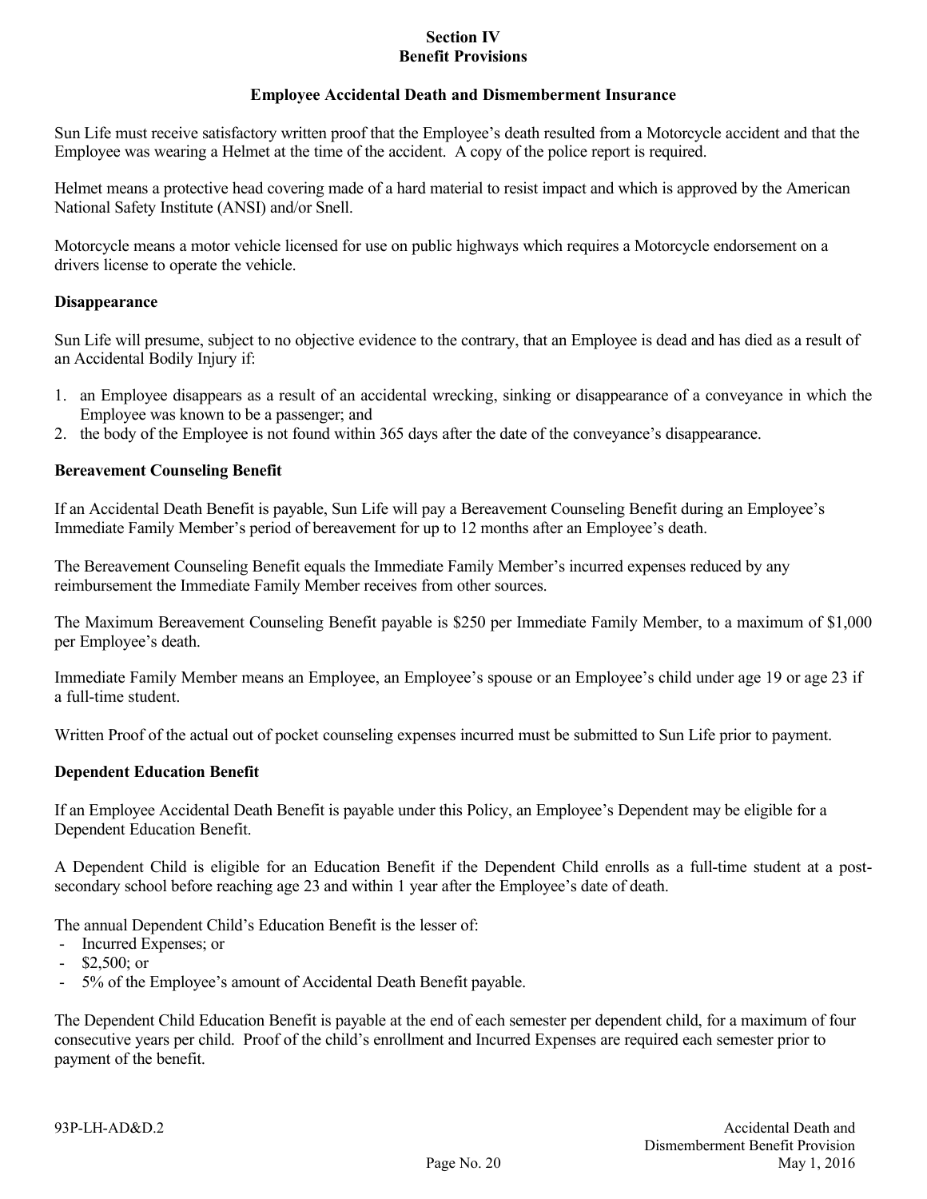## Section IV
## Benefit Provisions

### Employee Accidental Death and Dismemberment Insurance

Sun Life must receive satisfactory written proof that the Employee's death resulted from a Motorcycle accident and that the Employee was wearing a Helmet at the time of the accident. A copy of the police report is required.

Helmet means a protective head covering made of a hard material to resist impact and which is approved by the American National Safety Institute (ANSI) and/or Snell.

Motorcycle means a motor vehicle licensed for use on public highways which requires a Motorcycle endorsement on a drivers license to operate the vehicle.

**Disappearance**

Sun Life will presume, subject to no objective evidence to the contrary, that an Employee is dead and has died as a result of an Accidental Bodily Injury if:

1. an Employee disappears as a result of an accidental wrecking, sinking or disappearance of a conveyance in which the Employee was known to be a passenger; and
2. the body of the Employee is not found within 365 days after the date of the conveyance's disappearance.

**Bereavement Counseling Benefit**

If an Accidental Death Benefit is payable, Sun Life will pay a Bereavement Counseling Benefit during an Employee's Immediate Family Member's period of bereavement for up to 12 months after an Employee's death.

The Bereavement Counseling Benefit equals the Immediate Family Member's incurred expenses reduced by any reimbursement the Immediate Family Member receives from other sources.

The Maximum Bereavement Counseling Benefit payable is $250 per Immediate Family Member, to a maximum of $1,000 per Employee's death.

Immediate Family Member means an Employee, an Employee's spouse or an Employee's child under age 19 or age 23 if a full-time student.

Written Proof of the actual out of pocket counseling expenses incurred must be submitted to Sun Life prior to payment.

**Dependent Education Benefit**

If an Employee Accidental Death Benefit is payable under this Policy, an Employee's Dependent may be eligible for a Dependent Education Benefit.

A Dependent Child is eligible for an Education Benefit if the Dependent Child enrolls as a full-time student at a post-secondary school before reaching age 23 and within 1 year after the Employee's date of death.

The annual Dependent Child's Education Benefit is the lesser of:

- Incurred Expenses; or
- $2,500; or
- 5% of the Employee's amount of Accidental Death Benefit payable.

The Dependent Child Education Benefit is payable at the end of each semester per dependent child, for a maximum of four consecutive years per child. Proof of the child's enrollment and Incurred Expenses are required each semester prior to payment of the benefit.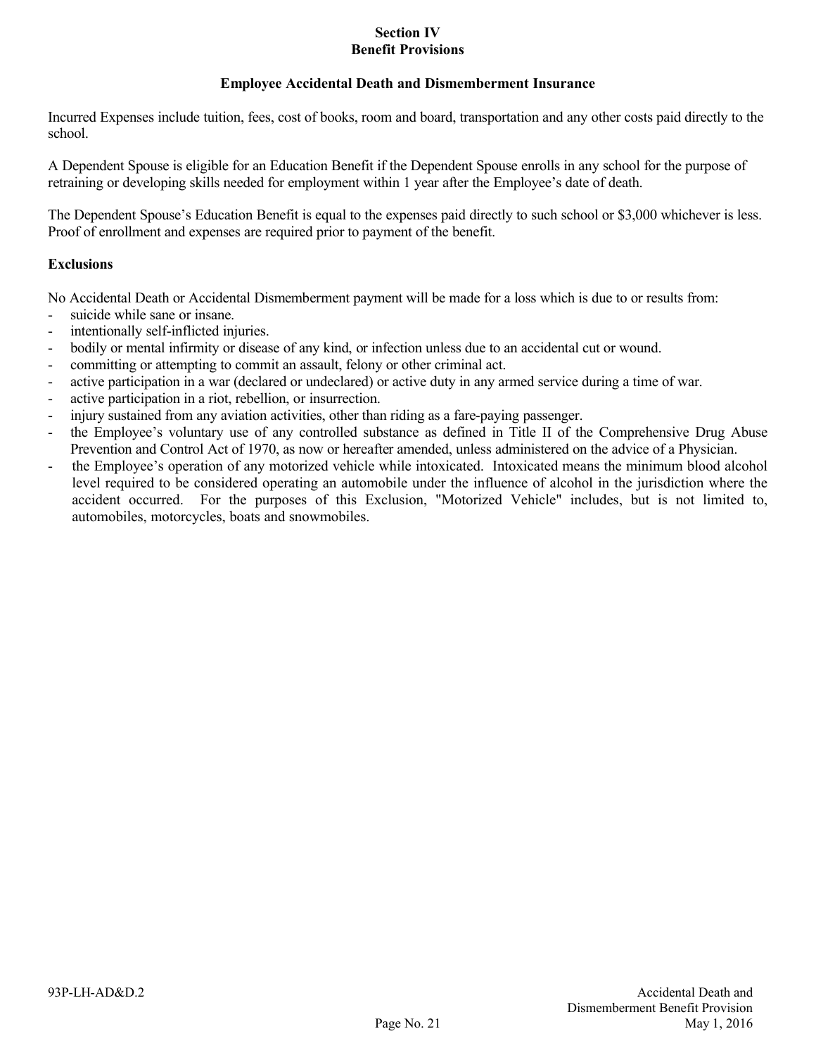# Section IV
# Benefit Provisions

## Employee Accidental Death and Dismemberment Insurance

Incurred Expenses include tuition, fees, cost of books, room and board, transportation and any other costs paid directly to the school.

A Dependent Spouse is eligible for an Education Benefit if the Dependent Spouse enrolls in any school for the purpose of retraining or developing skills needed for employment within 1 year after the Employee's date of death.

The Dependent Spouse's Education Benefit is equal to the expenses paid directly to such school or $3,000 whichever is less. Proof of enrollment and expenses are required prior to payment of the benefit.

### Exclusions

No Accidental Death or Accidental Dismemberment payment will be made for a loss which is due to or results from:

- suicide while sane or insane.
- intentionally self-inflicted injuries.
- bodily or mental infirmity or disease of any kind, or infection unless due to an accidental cut or wound.
- committing or attempting to commit an assault, felony or other criminal act.
- active participation in a war (declared or undeclared) or active duty in any armed service during a time of war.
- active participation in a riot, rebellion, or insurrection.
- injury sustained from any aviation activities, other than riding as a fare-paying passenger.
- the Employee's voluntary use of any controlled substance as defined in Title II of the Comprehensive Drug Abuse Prevention and Control Act of 1970, as now or hereafter amended, unless administered on the advice of a Physician.
- the Employee's operation of any motorized vehicle while intoxicated. Intoxicated means the minimum blood alcohol level required to be considered operating an automobile under the influence of alcohol in the jurisdiction where the accident occurred. For the purposes of this Exclusion, "Motorized Vehicle" includes, but is not limited to, automobiles, motorcycles, boats and snowmobiles.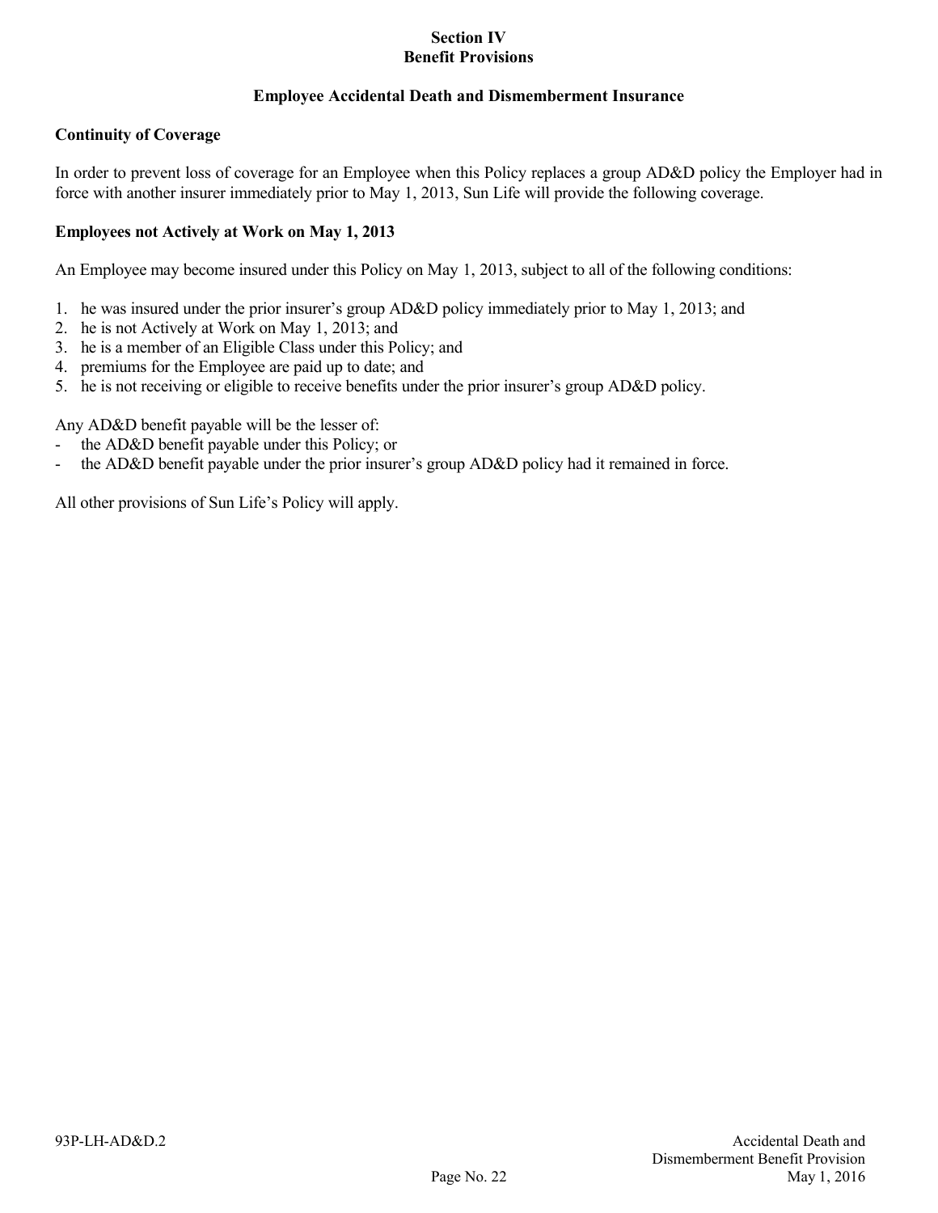# Section IV
# Benefit Provisions

## Employee Accidental Death and Dismemberment Insurance

**Continuity of Coverage**

In order to prevent loss of coverage for an Employee when this Policy replaces a group AD&D policy the Employer had in force with another insurer immediately prior to May 1, 2013, Sun Life will provide the following coverage.

**Employees not Actively at Work on May 1, 2013**

An Employee may become insured under this Policy on May 1, 2013, subject to all of the following conditions:

1. he was insured under the prior insurer's group AD&D policy immediately prior to May 1, 2013; and
2. he is not Actively at Work on May 1, 2013; and
3. he is a member of an Eligible Class under this Policy; and
4. premiums for the Employee are paid up to date; and
5. he is not receiving or eligible to receive benefits under the prior insurer's group AD&D policy.

Any AD&D benefit payable will be the lesser of:

- the AD&D benefit payable under this Policy; or
- the AD&D benefit payable under the prior insurer's group AD&D policy had it remained in force.

All other provisions of Sun Life's Policy will apply.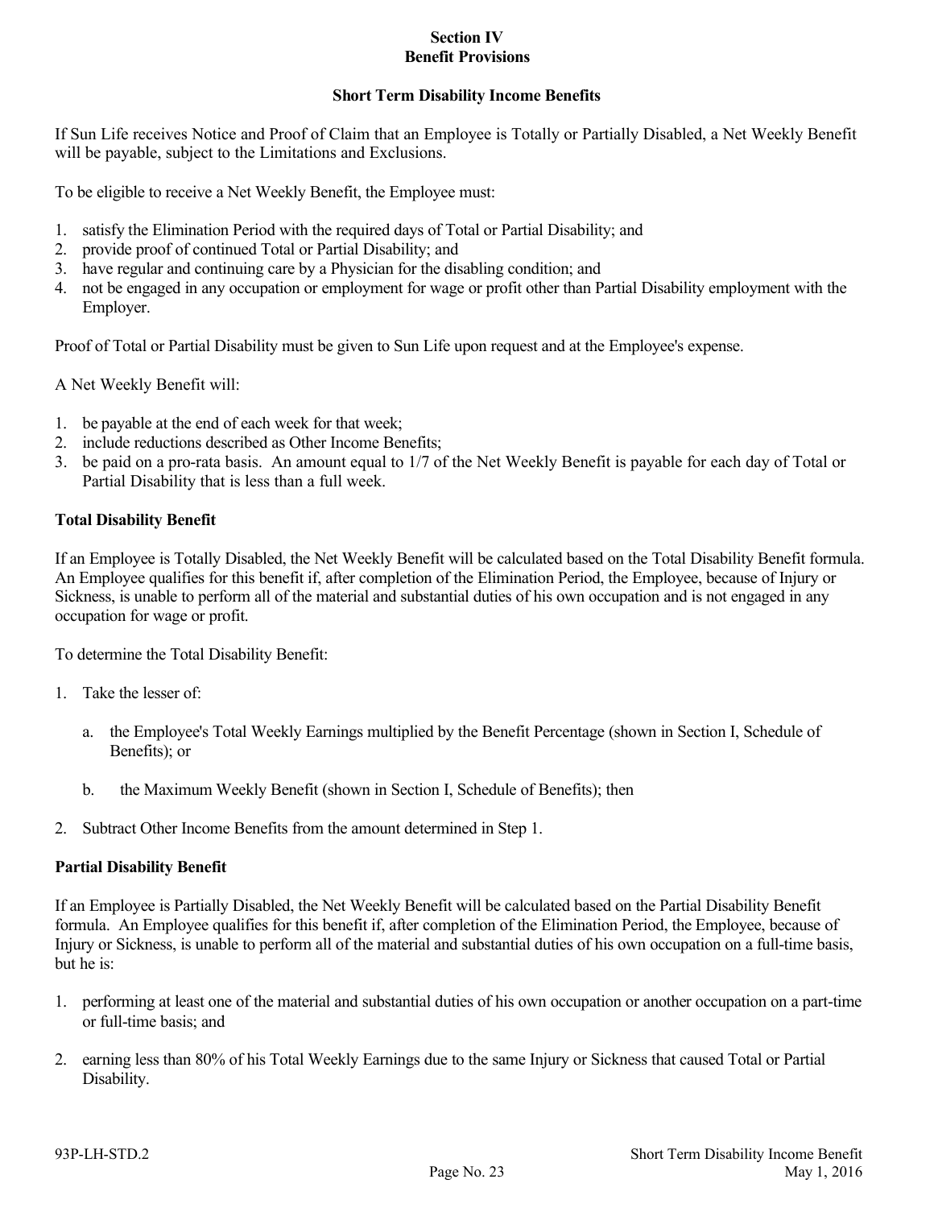## Section IV
## Benefit Provisions

### Short Term Disability Income Benefits

If Sun Life receives Notice and Proof of Claim that an Employee is Totally or Partially Disabled, a Net Weekly Benefit will be payable, subject to the Limitations and Exclusions.

To be eligible to receive a Net Weekly Benefit, the Employee must:

1. satisfy the Elimination Period with the required days of Total or Partial Disability; and
2. provide proof of continued Total or Partial Disability; and
3. have regular and continuing care by a Physician for the disabling condition; and
4. not be engaged in any occupation or employment for wage or profit other than Partial Disability employment with the Employer.

Proof of Total or Partial Disability must be given to Sun Life upon request and at the Employee's expense.

A Net Weekly Benefit will:

1. be payable at the end of each week for that week;
2. include reductions described as Other Income Benefits;
3. be paid on a pro-rata basis. An amount equal to 1/7 of the Net Weekly Benefit is payable for each day of Total or Partial Disability that is less than a full week.

**Total Disability Benefit**

If an Employee is Totally Disabled, the Net Weekly Benefit will be calculated based on the Total Disability Benefit formula. An Employee qualifies for this benefit if, after completion of the Elimination Period, the Employee, because of Injury or Sickness, is unable to perform all of the material and substantial duties of his own occupation and is not engaged in any occupation for wage or profit.

To determine the Total Disability Benefit:

1. Take the lesser of:

   a. the Employee's Total Weekly Earnings multiplied by the Benefit Percentage (shown in Section I, Schedule of Benefits); or

   b. the Maximum Weekly Benefit (shown in Section I, Schedule of Benefits); then

2. Subtract Other Income Benefits from the amount determined in Step 1.

**Partial Disability Benefit**

If an Employee is Partially Disabled, the Net Weekly Benefit will be calculated based on the Partial Disability Benefit formula. An Employee qualifies for this benefit if, after completion of the Elimination Period, the Employee, because of Injury or Sickness, is unable to perform all of the material and substantial duties of his own occupation on a full-time basis, but he is:

1. performing at least one of the material and substantial duties of his own occupation or another occupation on a part-time or full-time basis; and

2. earning less than 80% of his Total Weekly Earnings due to the same Injury or Sickness that caused Total or Partial Disability.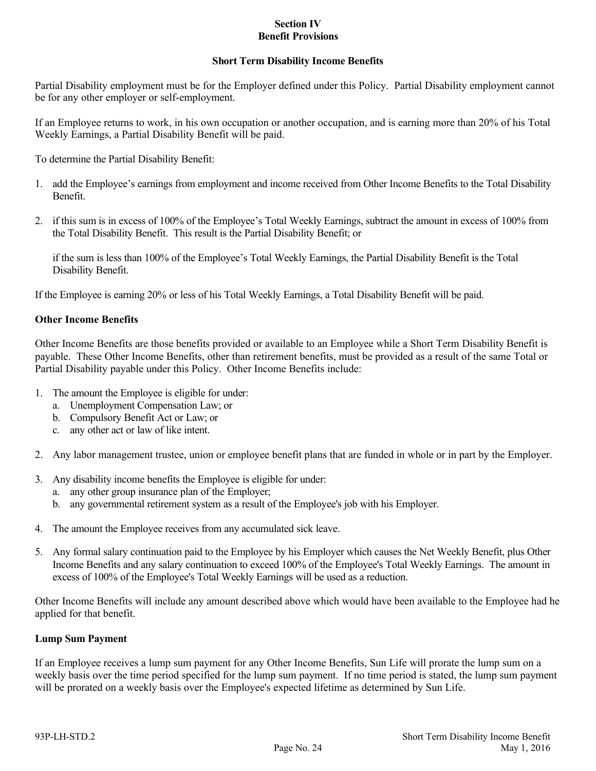# Section IV
# Benefit Provisions

## Short Term Disability Income Benefits

Partial Disability employment must be for the Employer defined under this Policy. Partial Disability employment cannot be for any other employer or self-employment.

If an Employee returns to work, in his own occupation or another occupation, and is earning more than 20% of his Total Weekly Earnings, a Partial Disability Benefit will be paid.

To determine the Partial Disability Benefit:

1. add the Employee's earnings from employment and income received from Other Income Benefits to the Total Disability Benefit.

2. if this sum is in excess of 100% of the Employee's Total Weekly Earnings, subtract the amount in excess of 100% from the Total Disability Benefit. This result is the Partial Disability Benefit; or

   if the sum is less than 100% of the Employee's Total Weekly Earnings, the Partial Disability Benefit is the Total Disability Benefit.

If the Employee is earning 20% or less of his Total Weekly Earnings, a Total Disability Benefit will be paid.

### Other Income Benefits

Other Income Benefits are those benefits provided or available to an Employee while a Short Term Disability Benefit is payable. These Other Income Benefits, other than retirement benefits, must be provided as a result of the same Total or Partial Disability payable under this Policy. Other Income Benefits include:

1. The amount the Employee is eligible for under:
   a. Unemployment Compensation Law; or
   b. Compulsory Benefit Act or Law; or
   c. any other act or law of like intent.

2. Any labor management trustee, union or employee benefit plans that are funded in whole or in part by the Employer.

3. Any disability income benefits the Employee is eligible for under:
   a. any other group insurance plan of the Employer;
   b. any governmental retirement system as a result of the Employee's job with his Employer.

4. The amount the Employee receives from any accumulated sick leave.

5. Any formal salary continuation paid to the Employee by his Employer which causes the Net Weekly Benefit, plus Other Income Benefits and any salary continuation to exceed 100% of the Employee's Total Weekly Earnings. The amount in excess of 100% of the Employee's Total Weekly Earnings will be used as a reduction.

Other Income Benefits will include any amount described above which would have been available to the Employee had he applied for that benefit.

### Lump Sum Payment

If an Employee receives a lump sum payment for any Other Income Benefits, Sun Life will prorate the lump sum on a weekly basis over the time period specified for the lump sum payment. If no time period is stated, the lump sum payment will be prorated on a weekly basis over the Employee's expected lifetime as determined by Sun Life.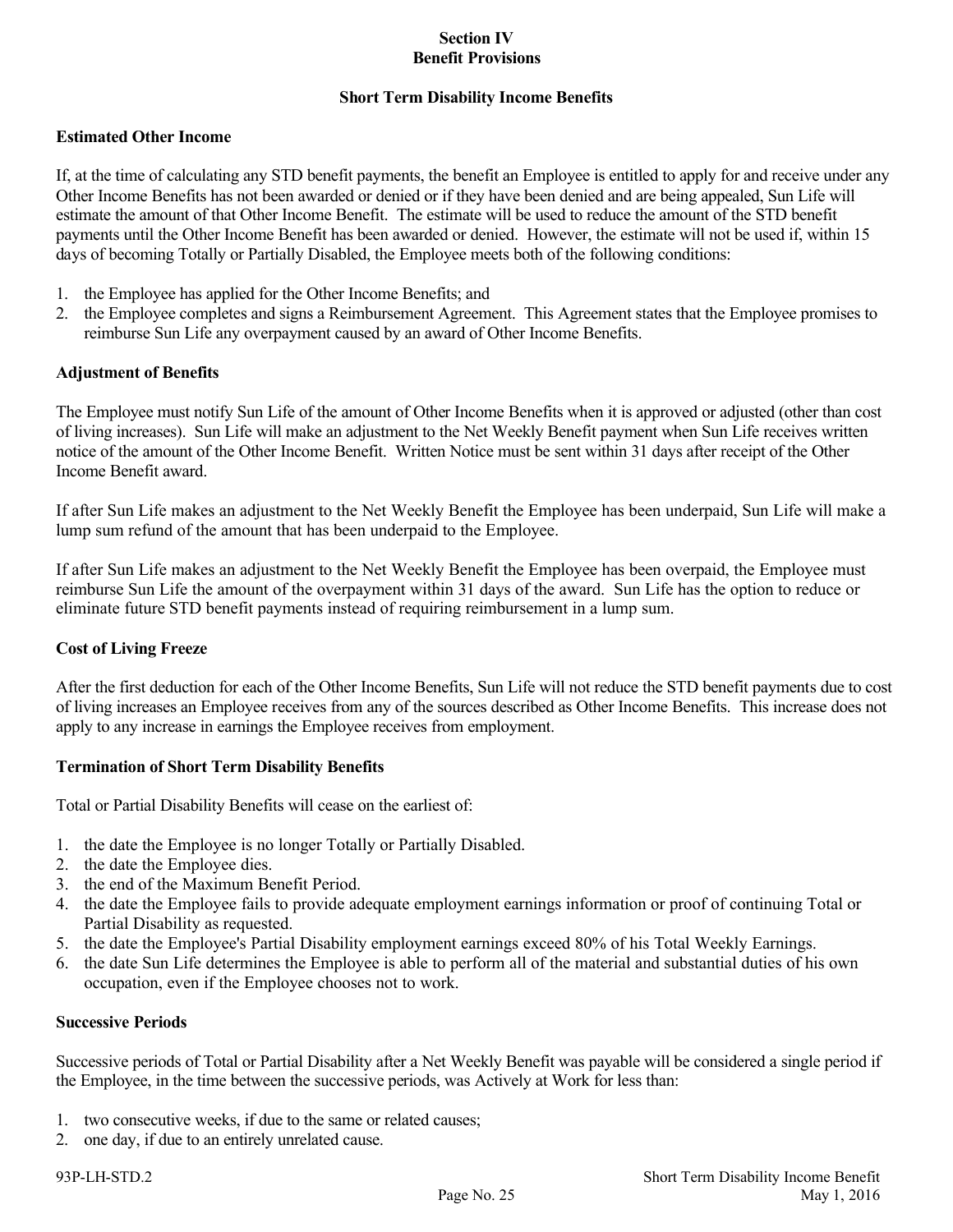# Section IV
# Benefit Provisions

## Short Term Disability Income Benefits

### Estimated Other Income

If, at the time of calculating any STD benefit payments, the benefit an Employee is entitled to apply for and receive under any Other Income Benefits has not been awarded or denied or if they have been denied and are being appealed, Sun Life will estimate the amount of that Other Income Benefit. The estimate will be used to reduce the amount of the STD benefit payments until the Other Income Benefit has been awarded or denied. However, the estimate will not be used if, within 15 days of becoming Totally or Partially Disabled, the Employee meets both of the following conditions:

1. the Employee has applied for the Other Income Benefits; and
2. the Employee completes and signs a Reimbursement Agreement. This Agreement states that the Employee promises to reimburse Sun Life any overpayment caused by an award of Other Income Benefits.

### Adjustment of Benefits

The Employee must notify Sun Life of the amount of Other Income Benefits when it is approved or adjusted (other than cost of living increases). Sun Life will make an adjustment to the Net Weekly Benefit payment when Sun Life receives written notice of the amount of the Other Income Benefit. Written Notice must be sent within 31 days after receipt of the Other Income Benefit award.

If after Sun Life makes an adjustment to the Net Weekly Benefit the Employee has been underpaid, Sun Life will make a lump sum refund of the amount that has been underpaid to the Employee.

If after Sun Life makes an adjustment to the Net Weekly Benefit the Employee has been overpaid, the Employee must reimburse Sun Life the amount of the overpayment within 31 days of the award. Sun Life has the option to reduce or eliminate future STD benefit payments instead of requiring reimbursement in a lump sum.

### Cost of Living Freeze

After the first deduction for each of the Other Income Benefits, Sun Life will not reduce the STD benefit payments due to cost of living increases an Employee receives from any of the sources described as Other Income Benefits. This increase does not apply to any increase in earnings the Employee receives from employment.

### Termination of Short Term Disability Benefits

Total or Partial Disability Benefits will cease on the earliest of:

1. the date the Employee is no longer Totally or Partially Disabled.
2. the date the Employee dies.
3. the end of the Maximum Benefit Period.
4. the date the Employee fails to provide adequate employment earnings information or proof of continuing Total or Partial Disability as requested.
5. the date the Employee's Partial Disability employment earnings exceed 80% of his Total Weekly Earnings.
6. the date Sun Life determines the Employee is able to perform all of the material and substantial duties of his own occupation, even if the Employee chooses not to work.

### Successive Periods

Successive periods of Total or Partial Disability after a Net Weekly Benefit was payable will be considered a single period if the Employee, in the time between the successive periods, was Actively at Work for less than:

1. two consecutive weeks, if due to the same or related causes;
2. one day, if due to an entirely unrelated cause.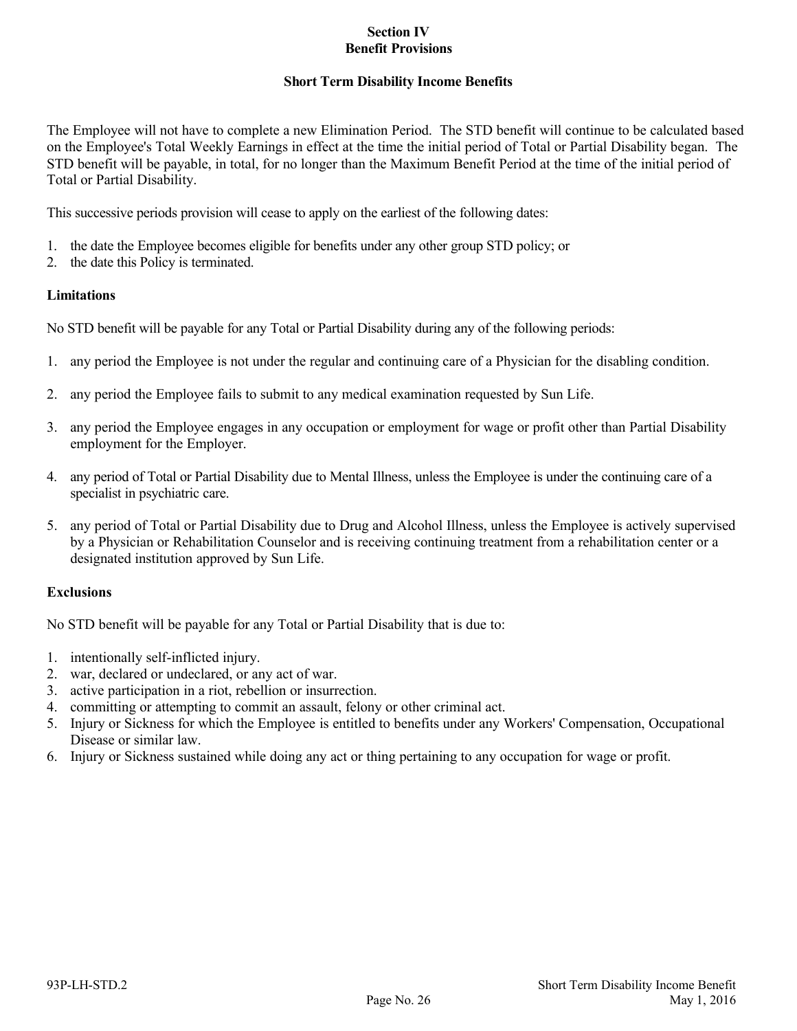## Section IV
## Benefit Provisions

### Short Term Disability Income Benefits

The Employee will not have to complete a new Elimination Period. The STD benefit will continue to be calculated based on the Employee's Total Weekly Earnings in effect at the time the initial period of Total or Partial Disability began. The STD benefit will be payable, in total, for no longer than the Maximum Benefit Period at the time of the initial period of Total or Partial Disability.

This successive periods provision will cease to apply on the earliest of the following dates:

1. the date the Employee becomes eligible for benefits under any other group STD policy; or
2. the date this Policy is terminated.

**Limitations**

No STD benefit will be payable for any Total or Partial Disability during any of the following periods:

1. any period the Employee is not under the regular and continuing care of a Physician for the disabling condition.
2. any period the Employee fails to submit to any medical examination requested by Sun Life.
3. any period the Employee engages in any occupation or employment for wage or profit other than Partial Disability employment for the Employer.
4. any period of Total or Partial Disability due to Mental Illness, unless the Employee is under the continuing care of a specialist in psychiatric care.
5. any period of Total or Partial Disability due to Drug and Alcohol Illness, unless the Employee is actively supervised by a Physician or Rehabilitation Counselor and is receiving continuing treatment from a rehabilitation center or a designated institution approved by Sun Life.

**Exclusions**

No STD benefit will be payable for any Total or Partial Disability that is due to:

1. intentionally self-inflicted injury.
2. war, declared or undeclared, or any act of war.
3. active participation in a riot, rebellion or insurrection.
4. committing or attempting to commit an assault, felony or other criminal act.
5. Injury or Sickness for which the Employee is entitled to benefits under any Workers' Compensation, Occupational Disease or similar law.
6. Injury or Sickness sustained while doing any act or thing pertaining to any occupation for wage or profit.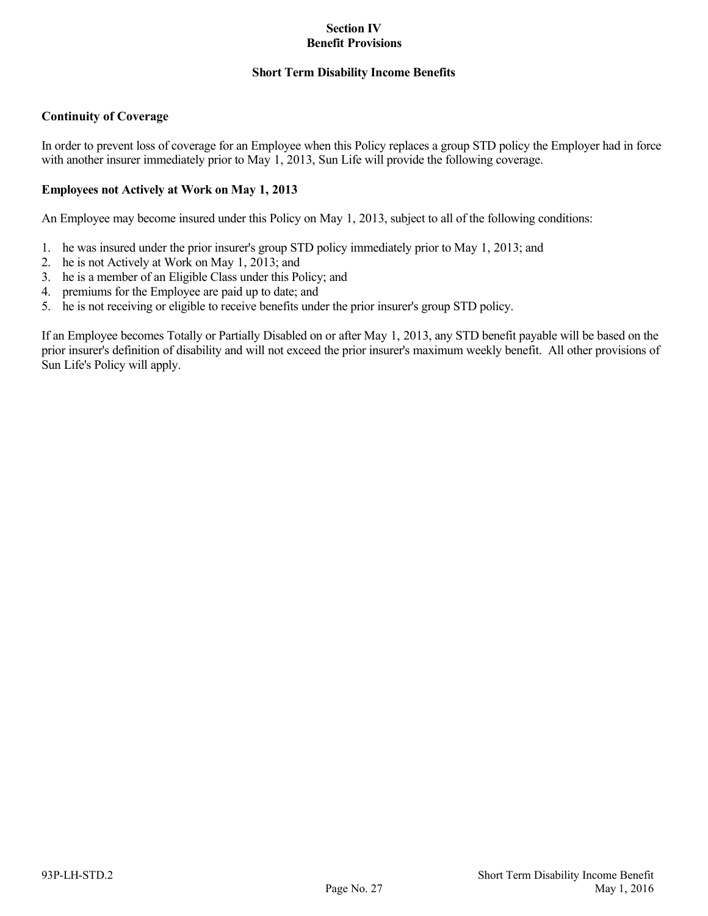# Section IV
# Benefit Provisions

## Short Term Disability Income Benefits

### Continuity of Coverage

In order to prevent loss of coverage for an Employee when this Policy replaces a group STD policy the Employer had in force with another insurer immediately prior to May 1, 2013, Sun Life will provide the following coverage.

### Employees not Actively at Work on May 1, 2013

An Employee may become insured under this Policy on May 1, 2013, subject to all of the following conditions:

1. he was insured under the prior insurer's group STD policy immediately prior to May 1, 2013; and
2. he is not Actively at Work on May 1, 2013; and
3. he is a member of an Eligible Class under this Policy; and
4. premiums for the Employee are paid up to date; and
5. he is not receiving or eligible to receive benefits under the prior insurer's group STD policy.

If an Employee becomes Totally or Partially Disabled on or after May 1, 2013, any STD benefit payable will be based on the prior insurer's definition of disability and will not exceed the prior insurer's maximum weekly benefit. All other provisions of Sun Life's Policy will apply.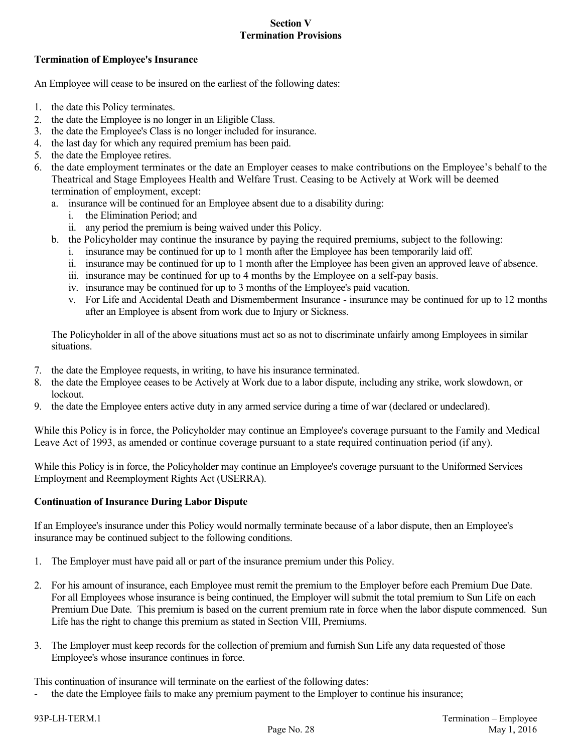## Section V
## Termination Provisions

**Termination of Employee's Insurance**

An Employee will cease to be insured on the earliest of the following dates:

1. the date this Policy terminates.
2. the date the Employee is no longer in an Eligible Class.
3. the date the Employee's Class is no longer included for insurance.
4. the last day for which any required premium has been paid.
5. the date the Employee retires.
6. the date employment terminates or the date an Employer ceases to make contributions on the Employee's behalf to the Theatrical and Stage Employees Health and Welfare Trust. Ceasing to be Actively at Work will be deemed termination of employment, except:
   a. insurance will be continued for an Employee absent due to a disability during:
      i. the Elimination Period; and
      ii. any period the premium is being waived under this Policy.
   b. the Policyholder may continue the insurance by paying the required premiums, subject to the following:
      i. insurance may be continued for up to 1 month after the Employee has been temporarily laid off.
      ii. insurance may be continued for up to 1 month after the Employee has been given an approved leave of absence.
      iii. insurance may be continued for up to 4 months by the Employee on a self-pay basis.
      iv. insurance may be continued for up to 3 months of the Employee's paid vacation.
      v. For Life and Accidental Death and Dismemberment Insurance - insurance may be continued for up to 12 months after an Employee is absent from work due to Injury or Sickness.

   The Policyholder in all of the above situations must act so as not to discriminate unfairly among Employees in similar situations.

7. the date the Employee requests, in writing, to have his insurance terminated.
8. the date the Employee ceases to be Actively at Work due to a labor dispute, including any strike, work slowdown, or lockout.
9. the date the Employee enters active duty in any armed service during a time of war (declared or undeclared).

While this Policy is in force, the Policyholder may continue an Employee's coverage pursuant to the Family and Medical Leave Act of 1993, as amended or continue coverage pursuant to a state required continuation period (if any).

While this Policy is in force, the Policyholder may continue an Employee's coverage pursuant to the Uniformed Services Employment and Reemployment Rights Act (USERRA).

**Continuation of Insurance During Labor Dispute**

If an Employee's insurance under this Policy would normally terminate because of a labor dispute, then an Employee's insurance may be continued subject to the following conditions.

1. The Employer must have paid all or part of the insurance premium under this Policy.

2. For his amount of insurance, each Employee must remit the premium to the Employer before each Premium Due Date. For all Employees whose insurance is being continued, the Employer will submit the total premium to Sun Life on each Premium Due Date. This premium is based on the current premium rate in force when the labor dispute commenced. Sun Life has the right to change this premium as stated in Section VIII, Premiums.

3. The Employer must keep records for the collection of premium and furnish Sun Life any data requested of those Employee's whose insurance continues in force.

This continuation of insurance will terminate on the earliest of the following dates:

- the date the Employee fails to make any premium payment to the Employer to continue his insurance;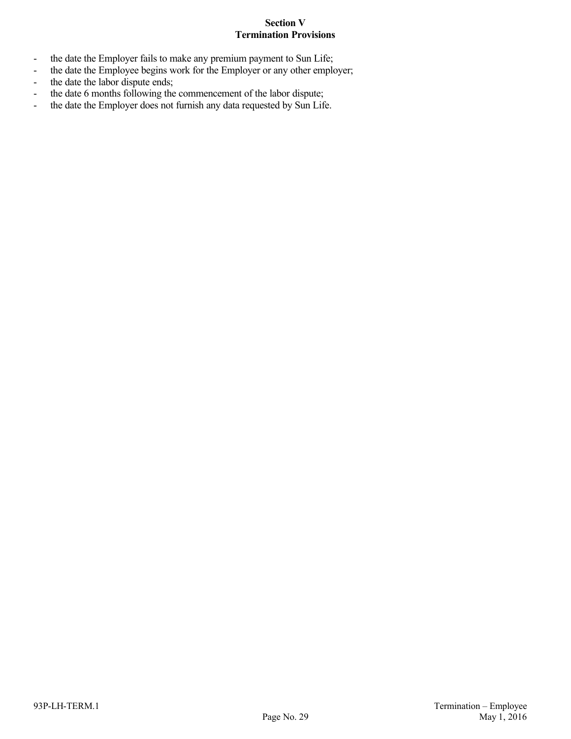**Section V**
**Termination Provisions**

- the date the Employer fails to make any premium payment to Sun Life;
- the date the Employee begins work for the Employer or any other employer;
- the date the labor dispute ends;
- the date 6 months following the commencement of the labor dispute;
- the date the Employer does not furnish any data requested by Sun Life.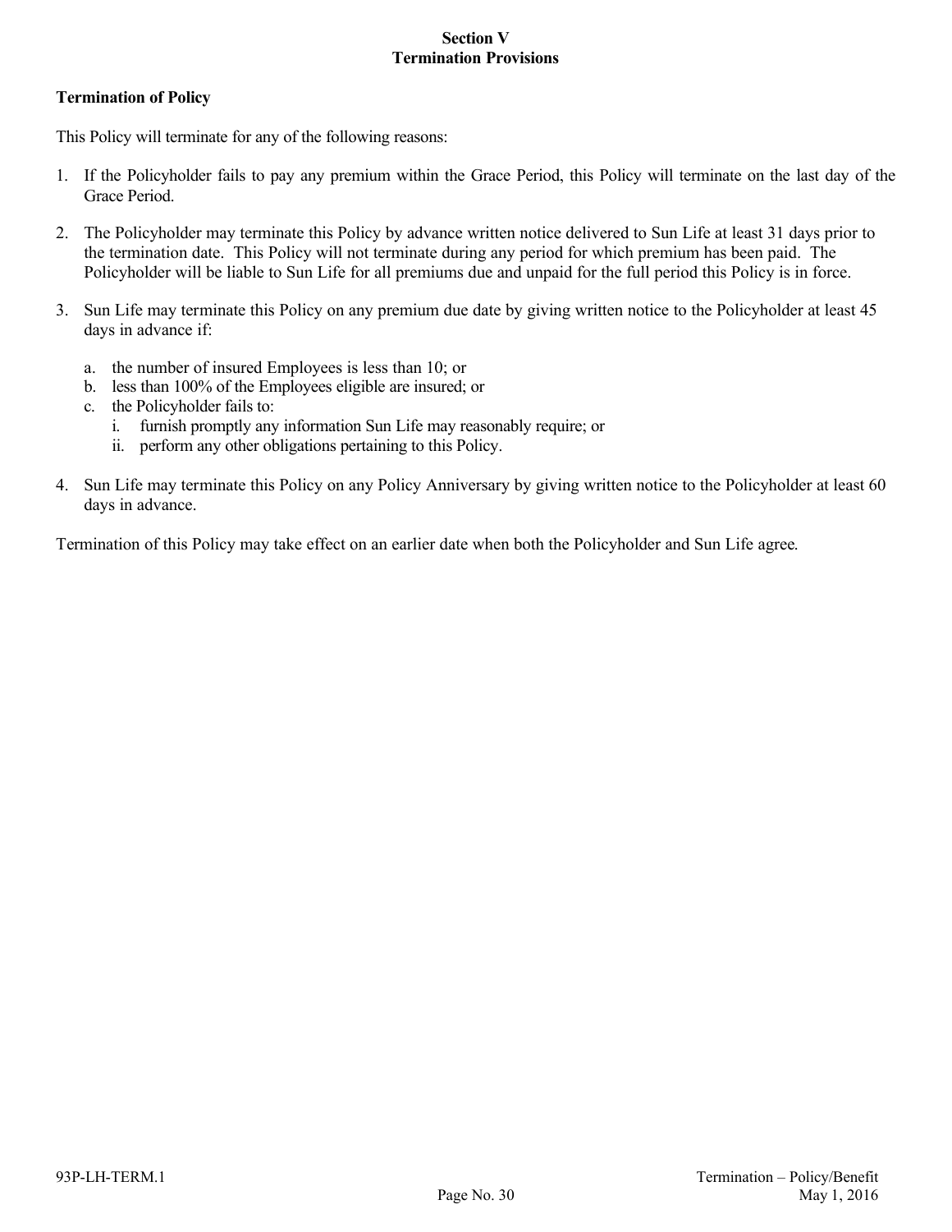## Section V
## Termination Provisions

**Termination of Policy**

This Policy will terminate for any of the following reasons:

1. If the Policyholder fails to pay any premium within the Grace Period, this Policy will terminate on the last day of the Grace Period.

2. The Policyholder may terminate this Policy by advance written notice delivered to Sun Life at least 31 days prior to the termination date. This Policy will not terminate during any period for which premium has been paid. The Policyholder will be liable to Sun Life for all premiums due and unpaid for the full period this Policy is in force.

3. Sun Life may terminate this Policy on any premium due date by giving written notice to the Policyholder at least 45 days in advance if:

   a. the number of insured Employees is less than 10; or
   b. less than 100% of the Employees eligible are insured; or
   c. the Policyholder fails to:
      i. furnish promptly any information Sun Life may reasonably require; or
      ii. perform any other obligations pertaining to this Policy.

4. Sun Life may terminate this Policy on any Policy Anniversary by giving written notice to the Policyholder at least 60 days in advance.

Termination of this Policy may take effect on an earlier date when both the Policyholder and Sun Life agree.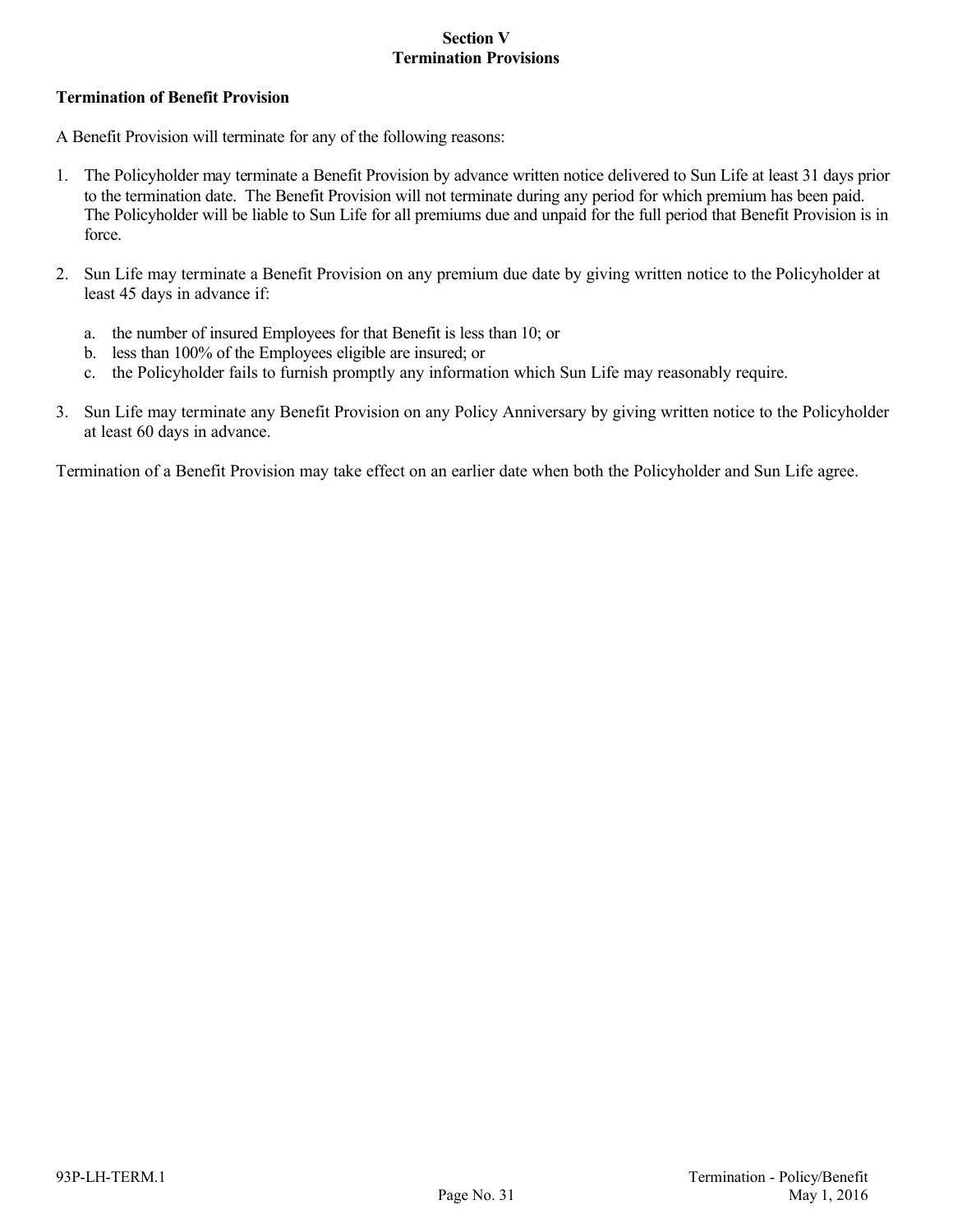## Section V
## Termination Provisions

**Termination of Benefit Provision**

A Benefit Provision will terminate for any of the following reasons:

1. The Policyholder may terminate a Benefit Provision by advance written notice delivered to Sun Life at least 31 days prior to the termination date. The Benefit Provision will not terminate during any period for which premium has been paid. The Policyholder will be liable to Sun Life for all premiums due and unpaid for the full period that Benefit Provision is in force.

2. Sun Life may terminate a Benefit Provision on any premium due date by giving written notice to the Policyholder at least 45 days in advance if:

   a. the number of insured Employees for that Benefit is less than 10; or
   b. less than 100% of the Employees eligible are insured; or
   c. the Policyholder fails to furnish promptly any information which Sun Life may reasonably require.

3. Sun Life may terminate any Benefit Provision on any Policy Anniversary by giving written notice to the Policyholder at least 60 days in advance.

Termination of a Benefit Provision may take effect on an earlier date when both the Policyholder and Sun Life agree.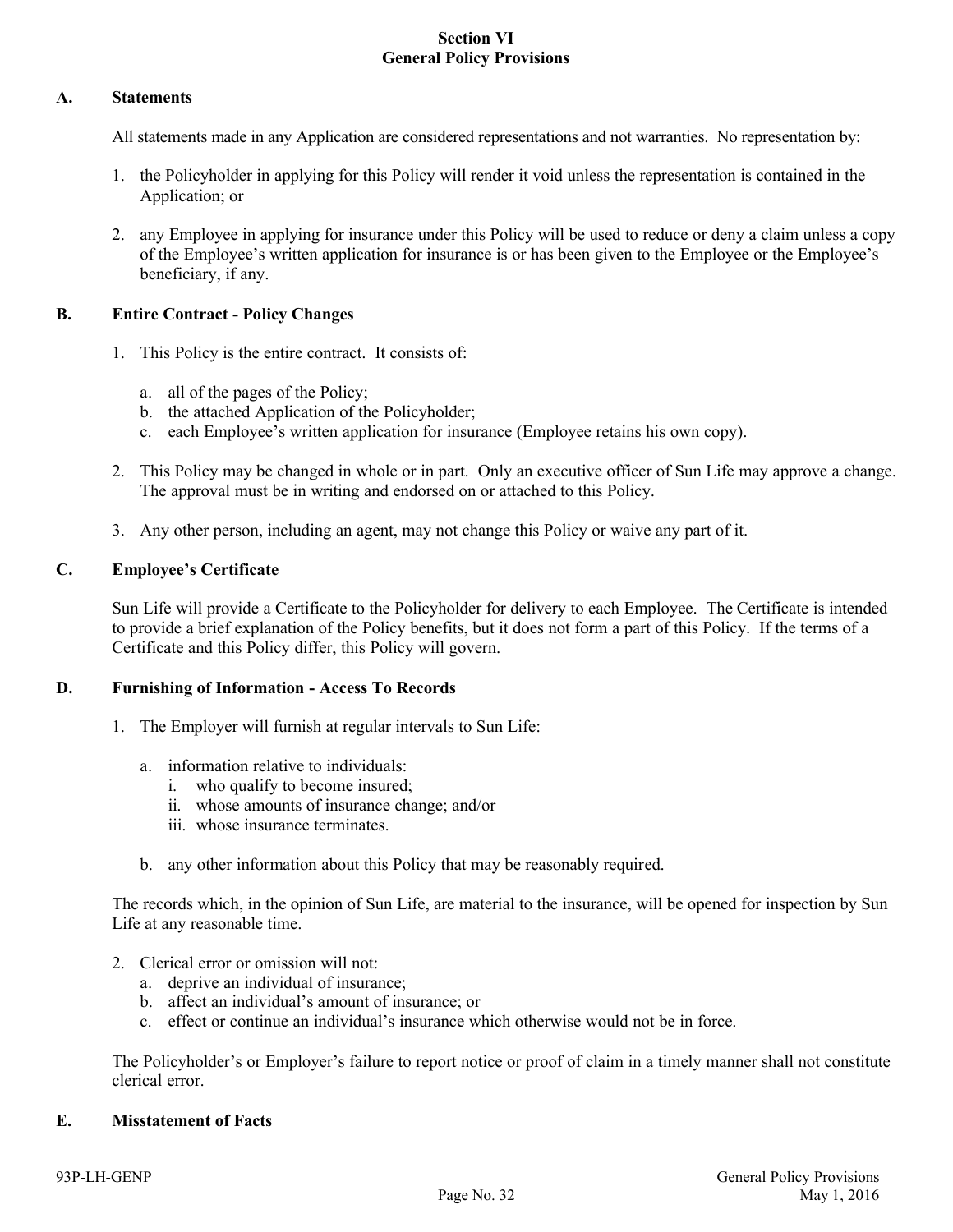# Section VI
# General Policy Provisions

## A. Statements

All statements made in any Application are considered representations and not warranties. No representation by:

1. the Policyholder in applying for this Policy will render it void unless the representation is contained in the Application; or

2. any Employee in applying for insurance under this Policy will be used to reduce or deny a claim unless a copy of the Employee's written application for insurance is or has been given to the Employee or the Employee's beneficiary, if any.

## B. Entire Contract - Policy Changes

1. This Policy is the entire contract. It consists of:

   a. all of the pages of the Policy;
   b. the attached Application of the Policyholder;
   c. each Employee's written application for insurance (Employee retains his own copy).

2. This Policy may be changed in whole or in part. Only an executive officer of Sun Life may approve a change. The approval must be in writing and endorsed on or attached to this Policy.

3. Any other person, including an agent, may not change this Policy or waive any part of it.

## C. Employee's Certificate

Sun Life will provide a Certificate to the Policyholder for delivery to each Employee. The Certificate is intended to provide a brief explanation of the Policy benefits, but it does not form a part of this Policy. If the terms of a Certificate and this Policy differ, this Policy will govern.

## D. Furnishing of Information - Access To Records

1. The Employer will furnish at regular intervals to Sun Life:

   a. information relative to individuals:
      i. who qualify to become insured;
      ii. whose amounts of insurance change; and/or
      iii. whose insurance terminates.

   b. any other information about this Policy that may be reasonably required.

The records which, in the opinion of Sun Life, are material to the insurance, will be opened for inspection by Sun Life at any reasonable time.

2. Clerical error or omission will not:
   a. deprive an individual of insurance;
   b. affect an individual's amount of insurance; or
   c. effect or continue an individual's insurance which otherwise would not be in force.

The Policyholder's or Employer's failure to report notice or proof of claim in a timely manner shall not constitute clerical error.

## E. Misstatement of Facts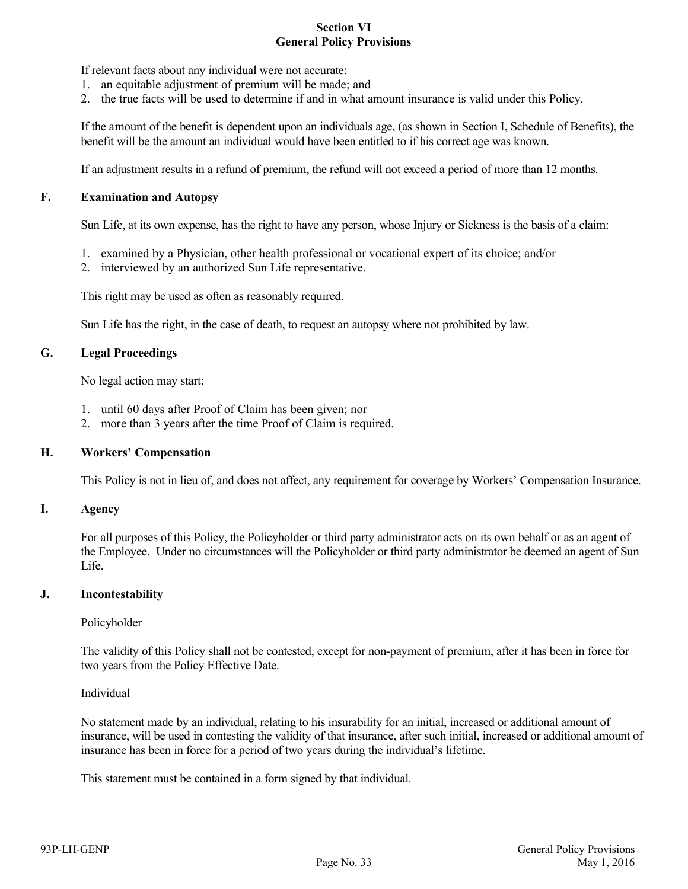## Section VI
## General Policy Provisions

If relevant facts about any individual were not accurate:

1. an equitable adjustment of premium will be made; and
2. the true facts will be used to determine if and in what amount insurance is valid under this Policy.

If the amount of the benefit is dependent upon an individuals age, (as shown in Section I, Schedule of Benefits), the benefit will be the amount an individual would have been entitled to if his correct age was known.

If an adjustment results in a refund of premium, the refund will not exceed a period of more than 12 months.

### F. Examination and Autopsy

Sun Life, at its own expense, has the right to have any person, whose Injury or Sickness is the basis of a claim:

1. examined by a Physician, other health professional or vocational expert of its choice; and/or
2. interviewed by an authorized Sun Life representative.

This right may be used as often as reasonably required.

Sun Life has the right, in the case of death, to request an autopsy where not prohibited by law.

### G. Legal Proceedings

No legal action may start:

1. until 60 days after Proof of Claim has been given; nor
2. more than 3 years after the time Proof of Claim is required.

### H. Workers' Compensation

This Policy is not in lieu of, and does not affect, any requirement for coverage by Workers' Compensation Insurance.

### I. Agency

For all purposes of this Policy, the Policyholder or third party administrator acts on its own behalf or as an agent of the Employee. Under no circumstances will the Policyholder or third party administrator be deemed an agent of Sun Life.

### J. Incontestability

Policyholder

The validity of this Policy shall not be contested, except for non-payment of premium, after it has been in force for two years from the Policy Effective Date.

Individual

No statement made by an individual, relating to his insurability for an initial, increased or additional amount of insurance, will be used in contesting the validity of that insurance, after such initial, increased or additional amount of insurance has been in force for a period of two years during the individual's lifetime.

This statement must be contained in a form signed by that individual.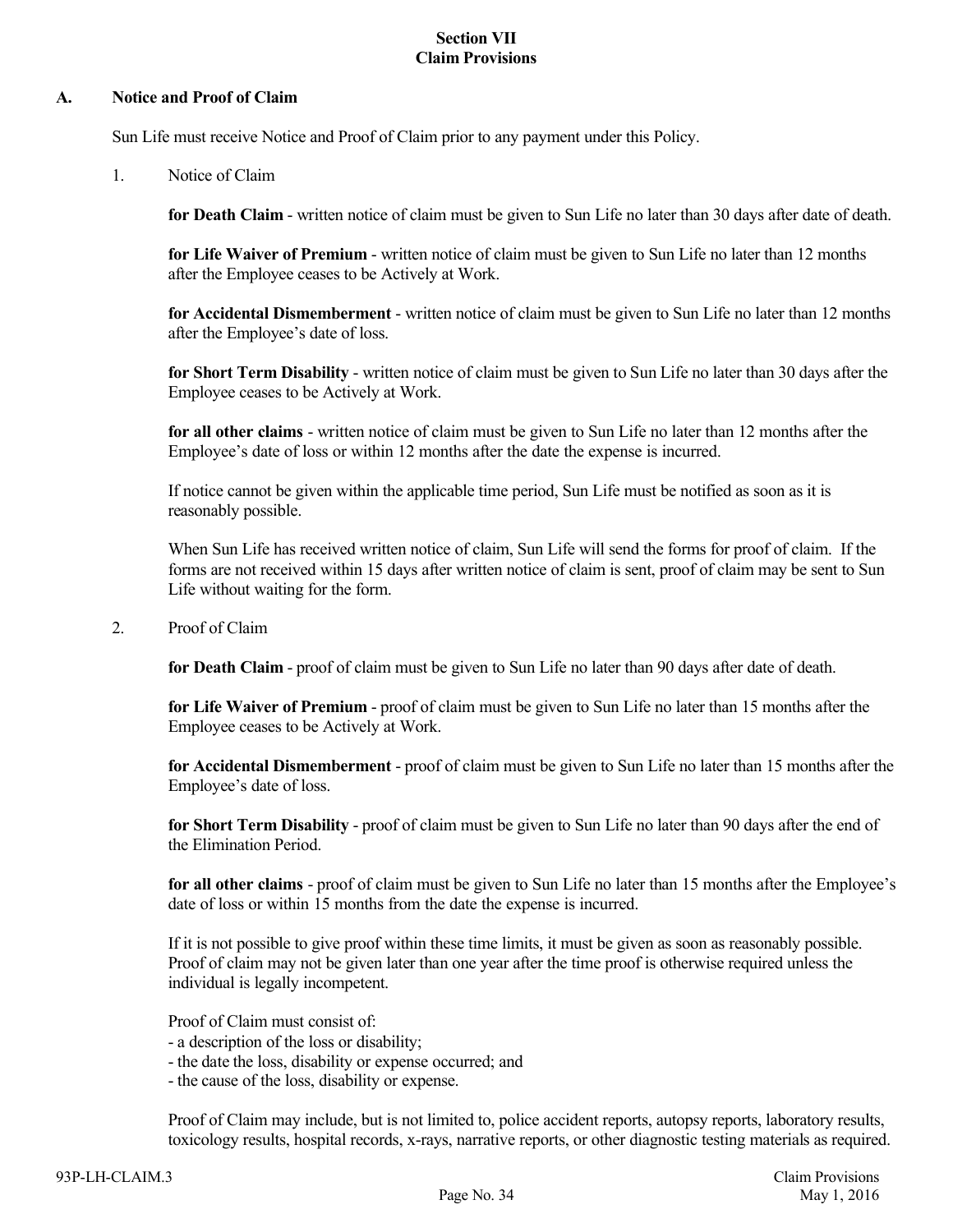# Section VII
# Claim Provisions

## A. Notice and Proof of Claim

Sun Life must receive Notice and Proof of Claim prior to any payment under this Policy.

1. Notice of Claim

   **for Death Claim** - written notice of claim must be given to Sun Life no later than 30 days after date of death.

   **for Life Waiver of Premium** - written notice of claim must be given to Sun Life no later than 12 months after the Employee ceases to be Actively at Work.

   **for Accidental Dismemberment** - written notice of claim must be given to Sun Life no later than 12 months after the Employee's date of loss.

   **for Short Term Disability** - written notice of claim must be given to Sun Life no later than 30 days after the Employee ceases to be Actively at Work.

   **for all other claims** - written notice of claim must be given to Sun Life no later than 12 months after the Employee's date of loss or within 12 months after the date the expense is incurred.

   If notice cannot be given within the applicable time period, Sun Life must be notified as soon as it is reasonably possible.

   When Sun Life has received written notice of claim, Sun Life will send the forms for proof of claim. If the forms are not received within 15 days after written notice of claim is sent, proof of claim may be sent to Sun Life without waiting for the form.

2. Proof of Claim

   **for Death Claim** - proof of claim must be given to Sun Life no later than 90 days after date of death.

   **for Life Waiver of Premium** - proof of claim must be given to Sun Life no later than 15 months after the Employee ceases to be Actively at Work.

   **for Accidental Dismemberment** - proof of claim must be given to Sun Life no later than 15 months after the Employee's date of loss.

   **for Short Term Disability** - proof of claim must be given to Sun Life no later than 90 days after the end of the Elimination Period.

   **for all other claims** - proof of claim must be given to Sun Life no later than 15 months after the Employee's date of loss or within 15 months from the date the expense is incurred.

   If it is not possible to give proof within these time limits, it must be given as soon as reasonably possible. Proof of claim may not be given later than one year after the time proof is otherwise required unless the individual is legally incompetent.

   Proof of Claim must consist of:
   - a description of the loss or disability;
   - the date the loss, disability or expense occurred; and
   - the cause of the loss, disability or expense.

   Proof of Claim may include, but is not limited to, police accident reports, autopsy reports, laboratory results, toxicology results, hospital records, x-rays, narrative reports, or other diagnostic testing materials as required.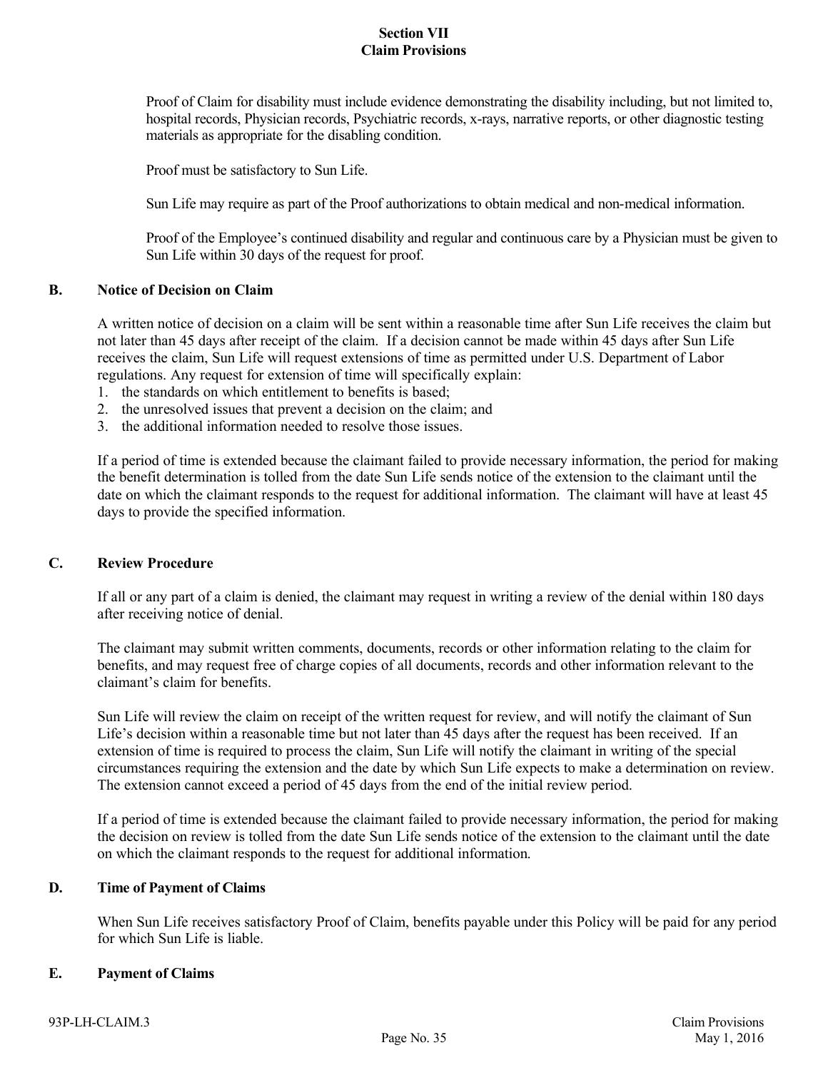Proof of Claim for disability must include evidence demonstrating the disability including, but not limited to, hospital records, Physician records, Psychiatric records, x-rays, narrative reports, or other diagnostic testing materials as appropriate for the disabling condition.

Proof must be satisfactory to Sun Life.

Sun Life may require as part of the Proof authorizations to obtain medical and non-medical information.

Proof of the Employee's continued disability and regular and continuous care by a Physician must be given to Sun Life within 30 days of the request for proof.

### B. Notice of Decision on Claim

A written notice of decision on a claim will be sent within a reasonable time after Sun Life receives the claim but not later than 45 days after receipt of the claim. If a decision cannot be made within 45 days after Sun Life receives the claim, Sun Life will request extensions of time as permitted under U.S. Department of Labor regulations. Any request for extension of time will specifically explain:

1. the standards on which entitlement to benefits is based;
2. the unresolved issues that prevent a decision on the claim; and
3. the additional information needed to resolve those issues.

If a period of time is extended because the claimant failed to provide necessary information, the period for making the benefit determination is tolled from the date Sun Life sends notice of the extension to the claimant until the date on which the claimant responds to the request for additional information. The claimant will have at least 45 days to provide the specified information.

### C. Review Procedure

If all or any part of a claim is denied, the claimant may request in writing a review of the denial within 180 days after receiving notice of denial.

The claimant may submit written comments, documents, records or other information relating to the claim for benefits, and may request free of charge copies of all documents, records and other information relevant to the claimant's claim for benefits.

Sun Life will review the claim on receipt of the written request for review, and will notify the claimant of Sun Life's decision within a reasonable time but not later than 45 days after the request has been received. If an extension of time is required to process the claim, Sun Life will notify the claimant in writing of the special circumstances requiring the extension and the date by which Sun Life expects to make a determination on review. The extension cannot exceed a period of 45 days from the end of the initial review period.

If a period of time is extended because the claimant failed to provide necessary information, the period for making the decision on review is tolled from the date Sun Life sends notice of the extension to the claimant until the date on which the claimant responds to the request for additional information.

### D. Time of Payment of Claims

When Sun Life receives satisfactory Proof of Claim, benefits payable under this Policy will be paid for any period for which Sun Life is liable.

### E. Payment of Claims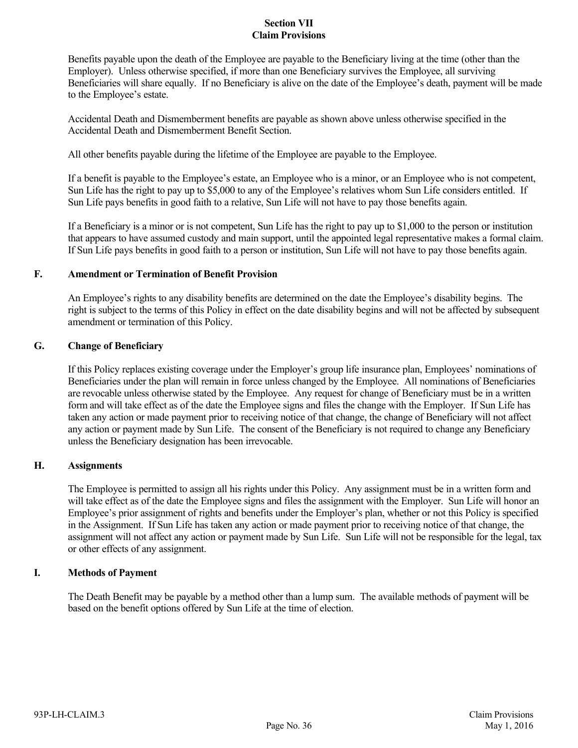# Section VII
# Claim Provisions

Benefits payable upon the death of the Employee are payable to the Beneficiary living at the time (other than the Employer). Unless otherwise specified, if more than one Beneficiary survives the Employee, all surviving Beneficiaries will share equally. If no Beneficiary is alive on the date of the Employee's death, payment will be made to the Employee's estate.

Accidental Death and Dismemberment benefits are payable as shown above unless otherwise specified in the Accidental Death and Dismemberment Benefit Section.

All other benefits payable during the lifetime of the Employee are payable to the Employee.

If a benefit is payable to the Employee's estate, an Employee who is a minor, or an Employee who is not competent, Sun Life has the right to pay up to $5,000 to any of the Employee's relatives whom Sun Life considers entitled. If Sun Life pays benefits in good faith to a relative, Sun Life will not have to pay those benefits again.

If a Beneficiary is a minor or is not competent, Sun Life has the right to pay up to $1,000 to the person or institution that appears to have assumed custody and main support, until the appointed legal representative makes a formal claim. If Sun Life pays benefits in good faith to a person or institution, Sun Life will not have to pay those benefits again.

## F. Amendment or Termination of Benefit Provision

An Employee's rights to any disability benefits are determined on the date the Employee's disability begins. The right is subject to the terms of this Policy in effect on the date disability begins and will not be affected by subsequent amendment or termination of this Policy.

## G. Change of Beneficiary

If this Policy replaces existing coverage under the Employer's group life insurance plan, Employees' nominations of Beneficiaries under the plan will remain in force unless changed by the Employee. All nominations of Beneficiaries are revocable unless otherwise stated by the Employee. Any request for change of Beneficiary must be in a written form and will take effect as of the date the Employee signs and files the change with the Employer. If Sun Life has taken any action or made payment prior to receiving notice of that change, the change of Beneficiary will not affect any action or payment made by Sun Life. The consent of the Beneficiary is not required to change any Beneficiary unless the Beneficiary designation has been irrevocable.

## H. Assignments

The Employee is permitted to assign all his rights under this Policy. Any assignment must be in a written form and will take effect as of the date the Employee signs and files the assignment with the Employer. Sun Life will honor an Employee's prior assignment of rights and benefits under the Employer's plan, whether or not this Policy is specified in the Assignment. If Sun Life has taken any action or made payment prior to receiving notice of that change, the assignment will not affect any action or payment made by Sun Life. Sun Life will not be responsible for the legal, tax or other effects of any assignment.

## I. Methods of Payment

The Death Benefit may be payable by a method other than a lump sum. The available methods of payment will be based on the benefit options offered by Sun Life at the time of election.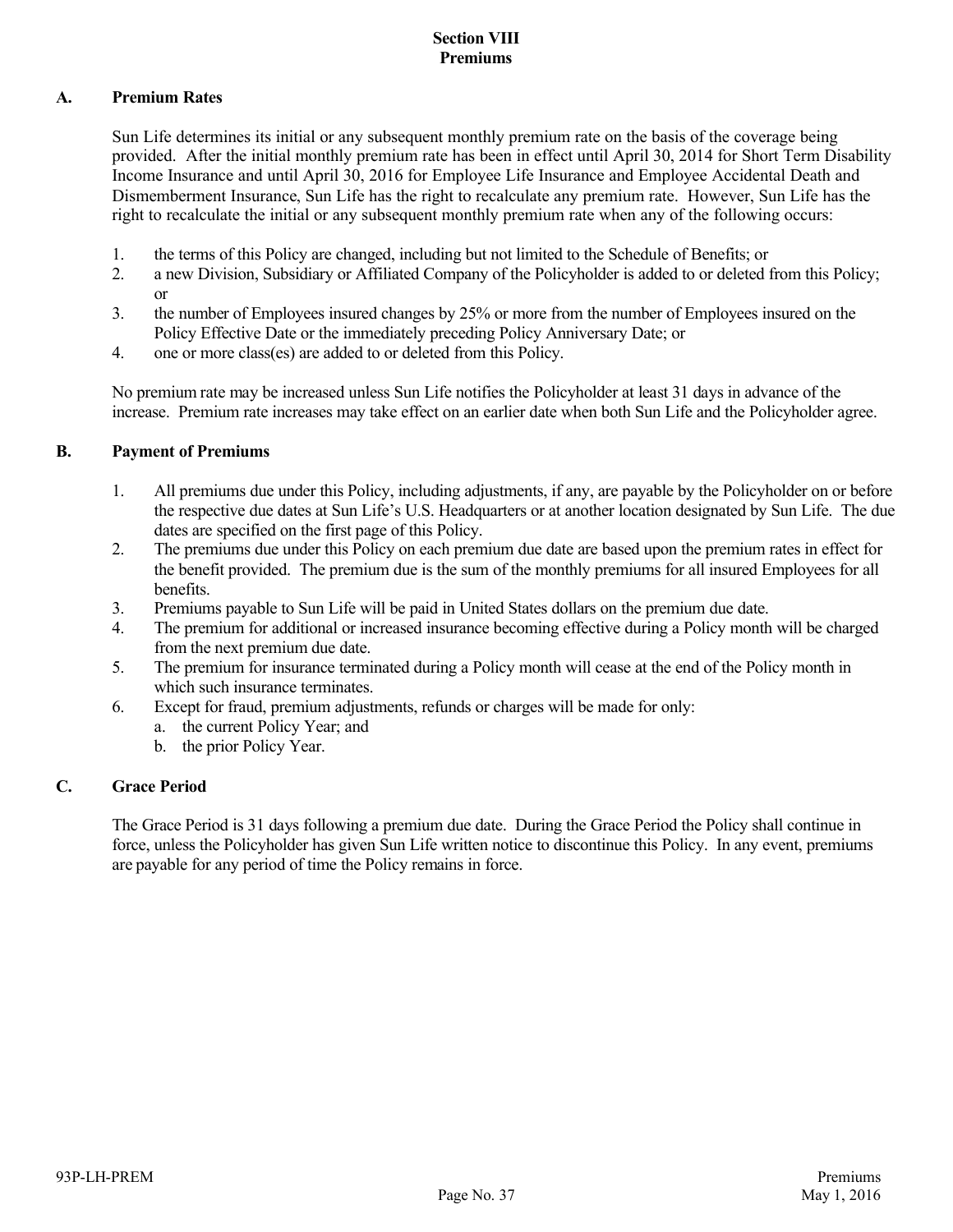# Section VIII
# Premiums

## A. Premium Rates

Sun Life determines its initial or any subsequent monthly premium rate on the basis of the coverage being provided. After the initial monthly premium rate has been in effect until April 30, 2014 for Short Term Disability Income Insurance and until April 30, 2016 for Employee Life Insurance and Employee Accidental Death and Dismemberment Insurance, Sun Life has the right to recalculate any premium rate. However, Sun Life has the right to recalculate the initial or any subsequent monthly premium rate when any of the following occurs:

1. the terms of this Policy are changed, including but not limited to the Schedule of Benefits; or
2. a new Division, Subsidiary or Affiliated Company of the Policyholder is added to or deleted from this Policy; or
3. the number of Employees insured changes by 25% or more from the number of Employees insured on the Policy Effective Date or the immediately preceding Policy Anniversary Date; or
4. one or more class(es) are added to or deleted from this Policy.

No premium rate may be increased unless Sun Life notifies the Policyholder at least 31 days in advance of the increase. Premium rate increases may take effect on an earlier date when both Sun Life and the Policyholder agree.

## B. Payment of Premiums

1. All premiums due under this Policy, including adjustments, if any, are payable by the Policyholder on or before the respective due dates at Sun Life's U.S. Headquarters or at another location designated by Sun Life. The due dates are specified on the first page of this Policy.
2. The premiums due under this Policy on each premium due date are based upon the premium rates in effect for the benefit provided. The premium due is the sum of the monthly premiums for all insured Employees for all benefits.
3. Premiums payable to Sun Life will be paid in United States dollars on the premium due date.
4. The premium for additional or increased insurance becoming effective during a Policy month will be charged from the next premium due date.
5. The premium for insurance terminated during a Policy month will cease at the end of the Policy month in which such insurance terminates.
6. Except for fraud, premium adjustments, refunds or charges will be made for only:
   a. the current Policy Year; and
   b. the prior Policy Year.

## C. Grace Period

The Grace Period is 31 days following a premium due date. During the Grace Period the Policy shall continue in force, unless the Policyholder has given Sun Life written notice to discontinue this Policy. In any event, premiums are payable for any period of time the Policy remains in force.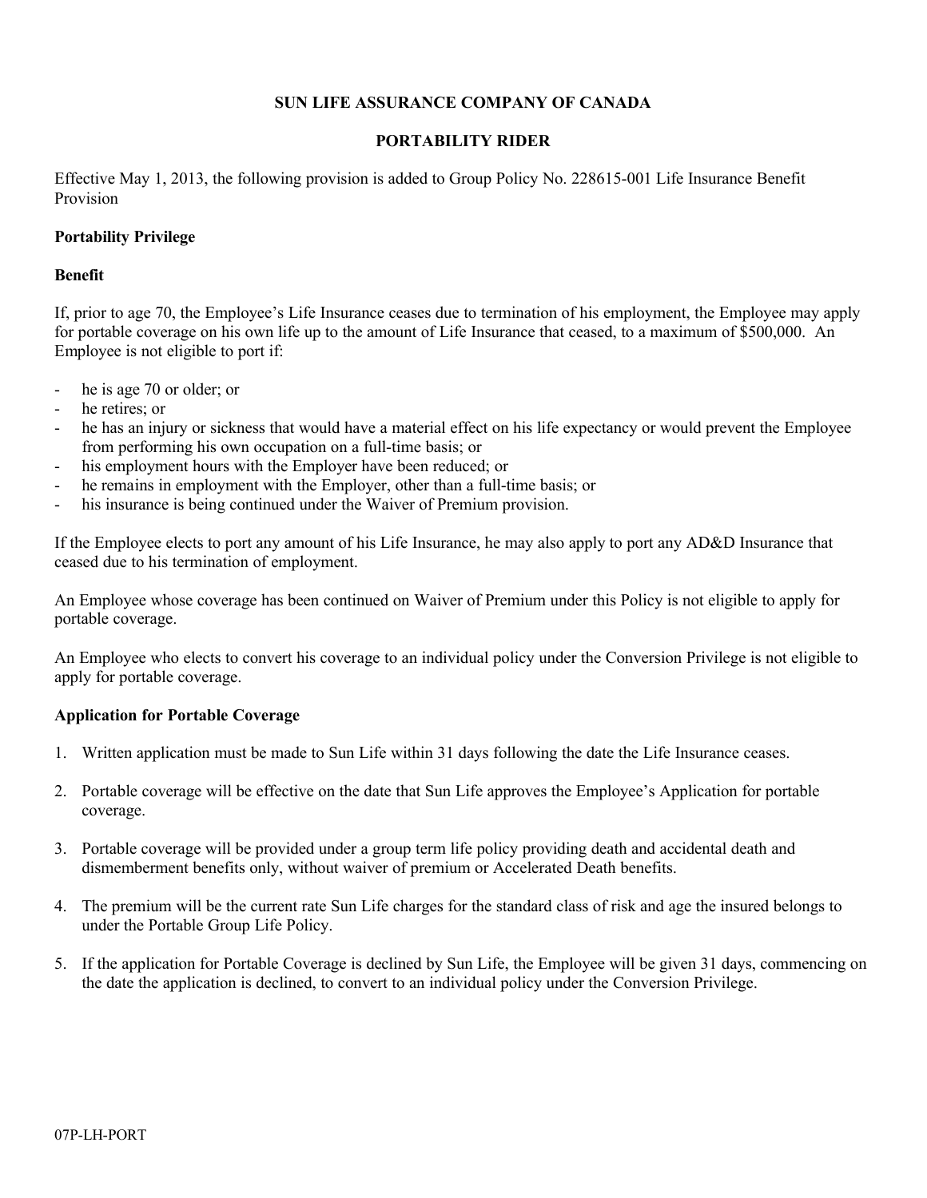**SUN LIFE ASSURANCE COMPANY OF CANADA**

**PORTABILITY RIDER**

Effective May 1, 2013, the following provision is added to Group Policy No. 228615-001 Life Insurance Benefit Provision

**Portability Privilege**

**Benefit**

If, prior to age 70, the Employee's Life Insurance ceases due to termination of his employment, the Employee may apply for portable coverage on his own life up to the amount of Life Insurance that ceased, to a maximum of $500,000. An Employee is not eligible to port if:

- he is age 70 or older; or
- he retires; or
- he has an injury or sickness that would have a material effect on his life expectancy or would prevent the Employee from performing his own occupation on a full-time basis; or
- his employment hours with the Employer have been reduced; or
- he remains in employment with the Employer, other than a full-time basis; or
- his insurance is being continued under the Waiver of Premium provision.

If the Employee elects to port any amount of his Life Insurance, he may also apply to port any AD&D Insurance that ceased due to his termination of employment.

An Employee whose coverage has been continued on Waiver of Premium under this Policy is not eligible to apply for portable coverage.

An Employee who elects to convert his coverage to an individual policy under the Conversion Privilege is not eligible to apply for portable coverage.

**Application for Portable Coverage**

1. Written application must be made to Sun Life within 31 days following the date the Life Insurance ceases.

2. Portable coverage will be effective on the date that Sun Life approves the Employee's Application for portable coverage.

3. Portable coverage will be provided under a group term life policy providing death and accidental death and dismemberment benefits only, without waiver of premium or Accelerated Death benefits.

4. The premium will be the current rate Sun Life charges for the standard class of risk and age the insured belongs to under the Portable Group Life Policy.

5. If the application for Portable Coverage is declined by Sun Life, the Employee will be given 31 days, commencing on the date the application is declined, to convert to an individual policy under the Conversion Privilege.

07P-LH-PORT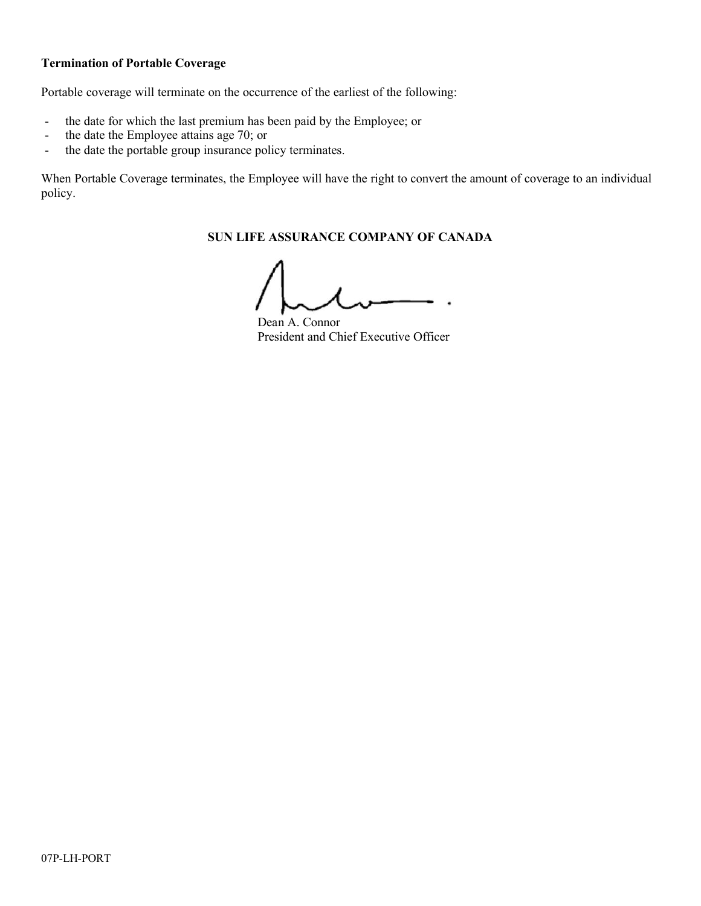**Termination of Portable Coverage**

Portable coverage will terminate on the occurrence of the earliest of the following:

- the date for which the last premium has been paid by the Employee; or
- the date the Employee attains age 70; or
- the date the portable group insurance policy terminates.

When Portable Coverage terminates, the Employee will have the right to convert the amount of coverage to an individual policy.

**SUN LIFE ASSURANCE COMPANY OF CANADA**

Dean A. Connor
President and Chief Executive Officer

07P-LH-PORT